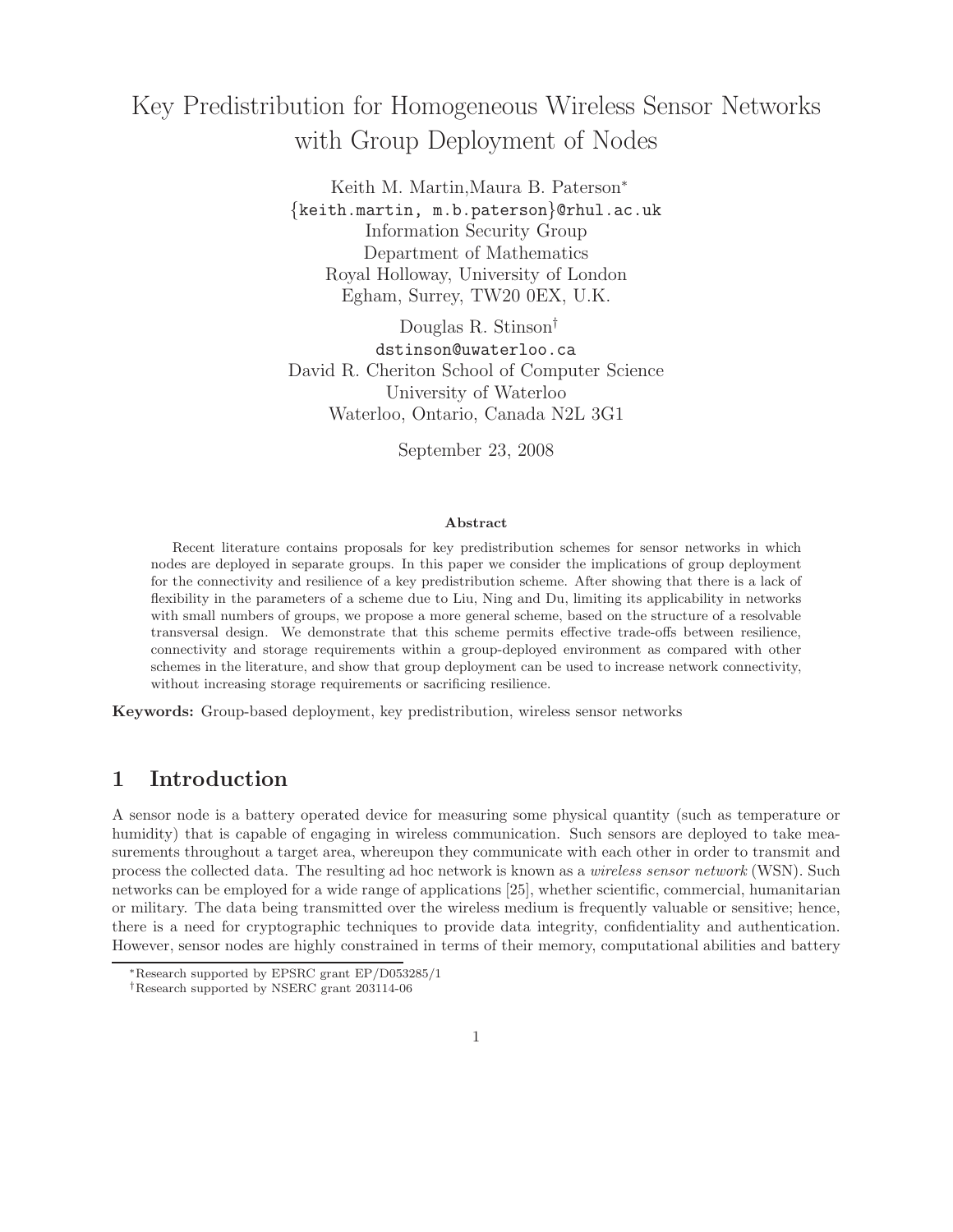# Key Predistribution for Homogeneous Wireless Sensor Networks with Group Deployment of Nodes

Keith M. Martin, Maura B. Paterson*
{keith.martin, m.b.paterson}@rhul.ac.uk
Information Security Group
Department of Mathematics
Royal Holloway, University of London
Egham, Surrey, TW20 0EX, U.K.

Douglas R. Stinson†
dstinson@uwaterloo.ca
David R. Cheriton School of Computer Science
University of Waterloo
Waterloo, Ontario, Canada N2L 3G1

September 23, 2008

**Abstract**

Recent literature contains proposals for key predistribution schemes for sensor networks in which nodes are deployed in separate groups. In this paper we consider the implications of group deployment for the connectivity and resilience of a key predistribution scheme. After showing that there is a lack of flexibility in the parameters of a scheme due to Liu, Ning and Du, limiting its applicability in networks with small numbers of groups, we propose a more general scheme, based on the structure of a resolvable transversal design. We demonstrate that this scheme permits effective trade-offs between resilience, connectivity and storage requirements within a group-deployed environment as compared with other schemes in the literature, and show that group deployment can be used to increase network connectivity, without increasing storage requirements or sacrificing resilience.

**Keywords:** Group-based deployment, key predistribution, wireless sensor networks

## 1 Introduction

A sensor node is a battery operated device for measuring some physical quantity (such as temperature or humidity) that is capable of engaging in wireless communication. Such sensors are deployed to take measurements throughout a target area, whereupon they communicate with each other in order to transmit and process the collected data. The resulting ad hoc network is known as a *wireless sensor network* (WSN). Such networks can be employed for a wide range of applications [25], whether scientific, commercial, humanitarian or military. The data being transmitted over the wireless medium is frequently valuable or sensitive; hence, there is a need for cryptographic techniques to provide data integrity, confidentiality and authentication. However, sensor nodes are highly constrained in terms of their memory, computational abilities and battery

*Research supported by EPSRC grant EP/D053285/1

†Research supported by NSERC grant 203114-06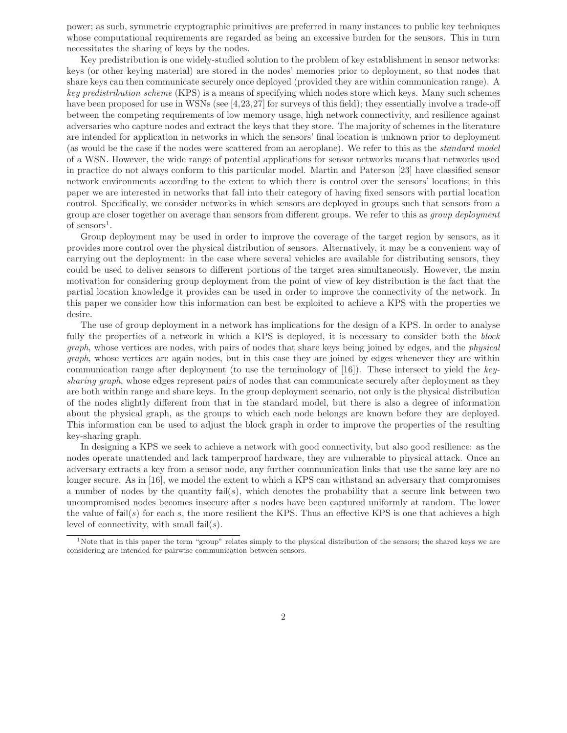power; as such, symmetric cryptographic primitives are preferred in many instances to public key techniques whose computational requirements are regarded as being an excessive burden for the sensors. This in turn necessitates the sharing of keys by the nodes.

Key predistribution is one widely-studied solution to the problem of key establishment in sensor networks: keys (or other keying material) are stored in the nodes' memories prior to deployment, so that nodes that share keys can then communicate securely once deployed (provided they are within communication range). A *key predistribution scheme* (KPS) is a means of specifying which nodes store which keys. Many such schemes have been proposed for use in WSNs (see [4,23,27] for surveys of this field); they essentially involve a trade-off between the competing requirements of low memory usage, high network connectivity, and resilience against adversaries who capture nodes and extract the keys that they store. The majority of schemes in the literature are intended for application in networks in which the sensors' final location is unknown prior to deployment (as would be the case if the nodes were scattered from an aeroplane). We refer to this as the *standard model* of a WSN. However, the wide range of potential applications for sensor networks means that networks used in practice do not always conform to this particular model. Martin and Paterson [23] have classified sensor network environments according to the extent to which there is control over the sensors' locations; in this paper we are interested in networks that fall into their category of having fixed sensors with partial location control. Specifically, we consider networks in which sensors are deployed in groups such that sensors from a group are closer together on average than sensors from different groups. We refer to this as *group deployment* of sensors[1].

Group deployment may be used in order to improve the coverage of the target region by sensors, as it provides more control over the physical distribution of sensors. Alternatively, it may be a convenient way of carrying out the deployment: in the case where several vehicles are available for distributing sensors, they could be used to deliver sensors to different portions of the target area simultaneously. However, the main motivation for considering group deployment from the point of view of key distribution is the fact that the partial location knowledge it provides can be used in order to improve the connectivity of the network. In this paper we consider how this information can best be exploited to achieve a KPS with the properties we desire.

The use of group deployment in a network has implications for the design of a KPS. In order to analyse fully the properties of a network in which a KPS is deployed, it is necessary to consider both the *block graph*, whose vertices are nodes, with pairs of nodes that share keys being joined by edges, and the *physical graph*, whose vertices are again nodes, but in this case they are joined by edges whenever they are within communication range after deployment (to use the terminology of [16]). These intersect to yield the *key-sharing graph*, whose edges represent pairs of nodes that can communicate securely after deployment as they are both within range and share keys. In the group deployment scenario, not only is the physical distribution of the nodes slightly different from that in the standard model, but there is also a degree of information about the physical graph, as the groups to which each node belongs are known before they are deployed. This information can be used to adjust the block graph in order to improve the properties of the resulting key-sharing graph.

In designing a KPS we seek to achieve a network with good connectivity, but also good resilience: as the nodes operate unattended and lack tamperproof hardware, they are vulnerable to physical attack. Once an adversary extracts a key from a sensor node, any further communication links that use the same key are no longer secure. As in [16], we model the extent to which a KPS can withstand an adversary that compromises a number of nodes by the quantity $\mathsf{fail}(s)$, which denotes the probability that a secure link between two uncompromised nodes becomes insecure after $s$ nodes have been captured uniformly at random. The lower the value of $\mathsf{fail}(s)$ for each $s$, the more resilient the KPS. Thus an effective KPS is one that achieves a high level of connectivity, with small $\mathsf{fail}(s)$.

[1] Note that in this paper the term "group" relates simply to the physical distribution of the sensors; the shared keys we are considering are intended for pairwise communication between sensors.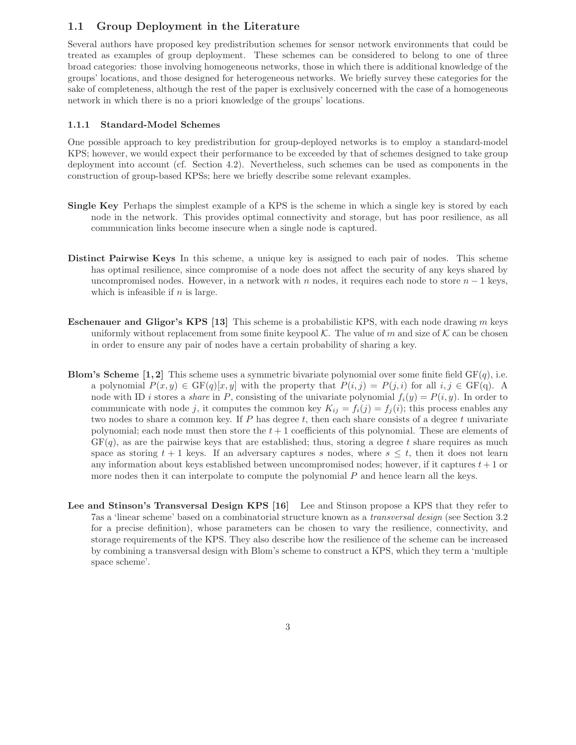## 1.1 Group Deployment in the Literature

Several authors have proposed key predistribution schemes for sensor network environments that could be treated as examples of group deployment. These schemes can be considered to belong to one of three broad categories: those involving homogeneous networks, those in which there is additional knowledge of the groups' locations, and those designed for heterogeneous networks. We briefly survey these categories for the sake of completeness, although the rest of the paper is exclusively concerned with the case of a homogeneous network in which there is no a priori knowledge of the groups' locations.

### 1.1.1 Standard-Model Schemes

One possible approach to key predistribution for group-deployed networks is to employ a standard-model KPS; however, we would expect their performance to be exceeded by that of schemes designed to take group deployment into account (cf. Section 4.2). Nevertheless, such schemes can be used as components in the construction of group-based KPSs; here we briefly describe some relevant examples.

**Single Key** Perhaps the simplest example of a KPS is the scheme in which a single key is stored by each node in the network. This provides optimal connectivity and storage, but has poor resilience, as all communication links become insecure when a single node is captured.

**Distinct Pairwise Keys** In this scheme, a unique key is assigned to each pair of nodes. This scheme has optimal resilience, since compromise of a node does not affect the security of any keys shared by uncompromised nodes. However, in a network with $n$ nodes, it requires each node to store $n-1$ keys, which is infeasible if $n$ is large.

**Eschenauer and Gligor's KPS [13]** This scheme is a probabilistic KPS, with each node drawing $m$ keys uniformly without replacement from some finite keypool $\mathcal{K}$. The value of $m$ and size of $\mathcal{K}$ can be chosen in order to ensure any pair of nodes have a certain probability of sharing a key.

**Blom's Scheme [1, 2]** This scheme uses a symmetric bivariate polynomial over some finite field $\mathrm{GF}(q)$, i.e. a polynomial $P(x, y) \in \mathrm{GF}(q)[x, y]$ with the property that $P(i, j) = P(j, i)$ for all $i, j \in \mathrm{GF}(q)$. A node with ID $i$ stores a *share* in $P$, consisting of the univariate polynomial $f_i(y) = P(i, y)$. In order to communicate with node $j$, it computes the common key $K_{ij} = f_i(j) = f_j(i)$; this process enables any two nodes to share a common key. If $P$ has degree $t$, then each share consists of a degree $t$ univariate polynomial; each node must then store the $t + 1$ coefficients of this polynomial. These are elements of $\mathrm{GF}(q)$, as are the pairwise keys that are established; thus, storing a degree $t$ share requires as much space as storing $t + 1$ keys. If an adversary captures $s$ nodes, where $s \le t$, then it does not learn any information about keys established between uncompromised nodes; however, if it captures $t + 1$ or more nodes then it can interpolate to compute the polynomial $P$ and hence learn all the keys.

**Lee and Stinson's Transversal Design KPS [16]** Lee and Stinson propose a KPS that they refer to 7as a 'linear scheme' based on a combinatorial structure known as a *transversal design* (see Section 3.2 for a precise definition), whose parameters can be chosen to vary the resilience, connectivity, and storage requirements of the KPS. They also describe how the resilience of the scheme can be increased by combining a transversal design with Blom's scheme to construct a KPS, which they term a 'multiple space scheme'.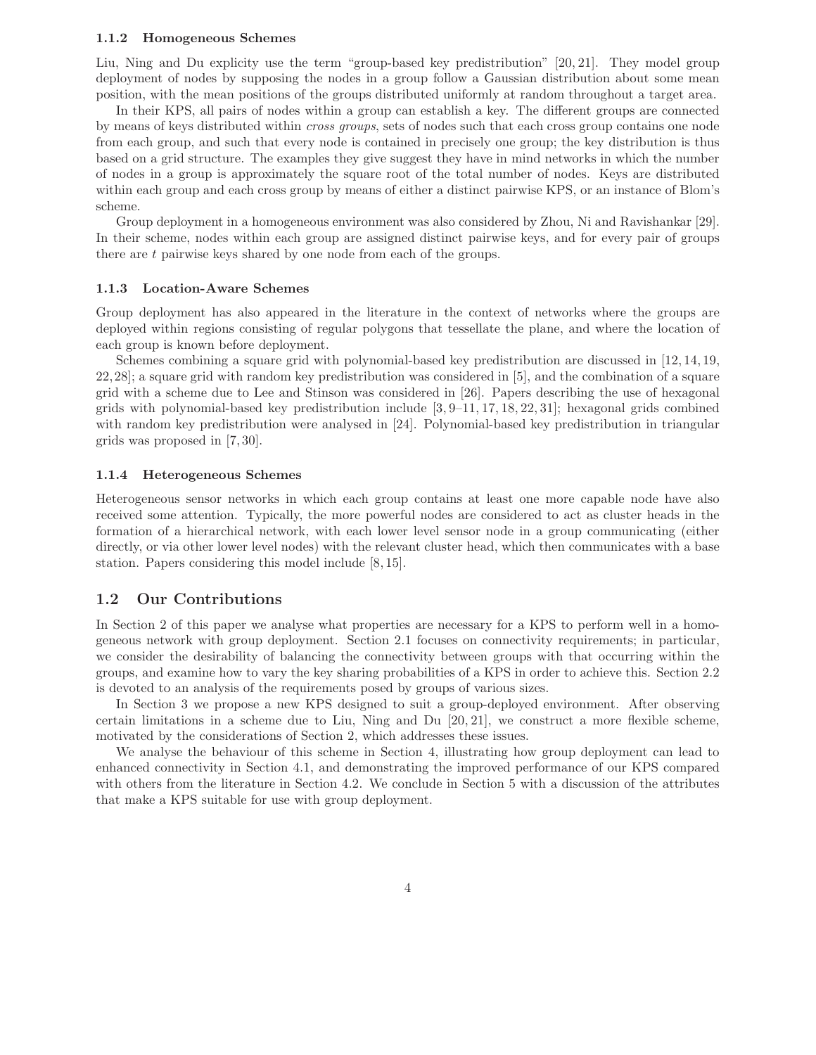#### 1.1.2 Homogeneous Schemes

Liu, Ning and Du explicity use the term "group-based key predistribution" [20, 21]. They model group deployment of nodes by supposing the nodes in a group follow a Gaussian distribution about some mean position, with the mean positions of the groups distributed uniformly at random throughout a target area.

In their KPS, all pairs of nodes within a group can establish a key. The different groups are connected by means of keys distributed within *cross groups*, sets of nodes such that each cross group contains one node from each group, and such that every node is contained in precisely one group; the key distribution is thus based on a grid structure. The examples they give suggest they have in mind networks in which the number of nodes in a group is approximately the square root of the total number of nodes. Keys are distributed within each group and each cross group by means of either a distinct pairwise KPS, or an instance of Blom's scheme.

Group deployment in a homogeneous environment was also considered by Zhou, Ni and Ravishankar [29]. In their scheme, nodes within each group are assigned distinct pairwise keys, and for every pair of groups there are $t$ pairwise keys shared by one node from each of the groups.

#### 1.1.3 Location-Aware Schemes

Group deployment has also appeared in the literature in the context of networks where the groups are deployed within regions consisting of regular polygons that tessellate the plane, and where the location of each group is known before deployment.

Schemes combining a square grid with polynomial-based key predistribution are discussed in [12, 14, 19, 22, 28]; a square grid with random key predistribution was considered in [5], and the combination of a square grid with a scheme due to Lee and Stinson was considered in [26]. Papers describing the use of hexagonal grids with polynomial-based key predistribution include [3, 9–11, 17, 18, 22, 31]; hexagonal grids combined with random key predistribution were analysed in [24]. Polynomial-based key predistribution in triangular grids was proposed in [7, 30].

#### 1.1.4 Heterogeneous Schemes

Heterogeneous sensor networks in which each group contains at least one more capable node have also received some attention. Typically, the more powerful nodes are considered to act as cluster heads in the formation of a hierarchical network, with each lower level sensor node in a group communicating (either directly, or via other lower level nodes) with the relevant cluster head, which then communicates with a base station. Papers considering this model include [8, 15].

### 1.2 Our Contributions

In Section 2 of this paper we analyse what properties are necessary for a KPS to perform well in a homogeneous network with group deployment. Section 2.1 focuses on connectivity requirements; in particular, we consider the desirability of balancing the connectivity between groups with that occurring within the groups, and examine how to vary the key sharing probabilities of a KPS in order to achieve this. Section 2.2 is devoted to an analysis of the requirements posed by groups of various sizes.

In Section 3 we propose a new KPS designed to suit a group-deployed environment. After observing certain limitations in a scheme due to Liu, Ning and Du [20, 21], we construct a more flexible scheme, motivated by the considerations of Section 2, which addresses these issues.

We analyse the behaviour of this scheme in Section 4, illustrating how group deployment can lead to enhanced connectivity in Section 4.1, and demonstrating the improved performance of our KPS compared with others from the literature in Section 4.2. We conclude in Section 5 with a discussion of the attributes that make a KPS suitable for use with group deployment.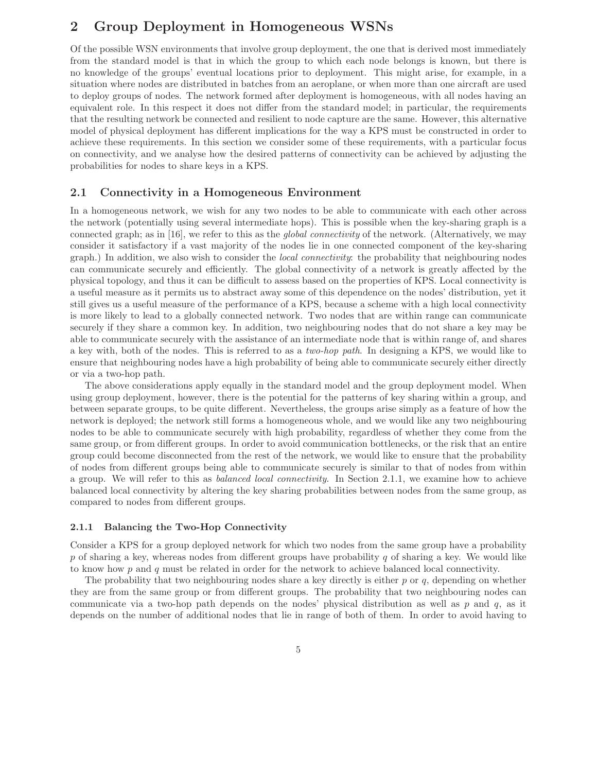# 2 Group Deployment in Homogeneous WSNs

Of the possible WSN environments that involve group deployment, the one that is derived most immediately from the standard model is that in which the group to which each node belongs is known, but there is no knowledge of the groups' eventual locations prior to deployment. This might arise, for example, in a situation where nodes are distributed in batches from an aeroplane, or when more than one aircraft are used to deploy groups of nodes. The network formed after deployment is homogeneous, with all nodes having an equivalent role. In this respect it does not differ from the standard model; in particular, the requirements that the resulting network be connected and resilient to node capture are the same. However, this alternative model of physical deployment has different implications for the way a KPS must be constructed in order to achieve these requirements. In this section we consider some of these requirements, with a particular focus on connectivity, and we analyse how the desired patterns of connectivity can be achieved by adjusting the probabilities for nodes to share keys in a KPS.

## 2.1 Connectivity in a Homogeneous Environment

In a homogeneous network, we wish for any two nodes to be able to communicate with each other across the network (potentially using several intermediate hops). This is possible when the key-sharing graph is a connected graph; as in [16], we refer to this as the *global connectivity* of the network. (Alternatively, we may consider it satisfactory if a vast majority of the nodes lie in one connected component of the key-sharing graph.) In addition, we also wish to consider the *local connectivity*: the probability that neighbouring nodes can communicate securely and efficiently. The global connectivity of a network is greatly affected by the physical topology, and thus it can be difficult to assess based on the properties of KPS. Local connectivity is a useful measure as it permits us to abstract away some of this dependence on the nodes' distribution, yet it still gives us a useful measure of the performance of a KPS, because a scheme with a high local connectivity is more likely to lead to a globally connected network. Two nodes that are within range can communicate securely if they share a common key. In addition, two neighbouring nodes that do not share a key may be able to communicate securely with the assistance of an intermediate node that is within range of, and shares a key with, both of the nodes. This is referred to as a *two-hop path*. In designing a KPS, we would like to ensure that neighbouring nodes have a high probability of being able to communicate securely either directly or via a two-hop path.

The above considerations apply equally in the standard model and the group deployment model. When using group deployment, however, there is the potential for the patterns of key sharing within a group, and between separate groups, to be quite different. Nevertheless, the groups arise simply as a feature of how the network is deployed; the network still forms a homogeneous whole, and we would like any two neighbouring nodes to be able to communicate securely with high probability, regardless of whether they come from the same group, or from different groups. In order to avoid communication bottlenecks, or the risk that an entire group could become disconnected from the rest of the network, we would like to ensure that the probability of nodes from different groups being able to communicate securely is similar to that of nodes from within a group. We will refer to this as *balanced local connectivity*. In Section 2.1.1, we examine how to achieve balanced local connectivity by altering the key sharing probabilities between nodes from the same group, as compared to nodes from different groups.

### 2.1.1 Balancing the Two-Hop Connectivity

Consider a KPS for a group deployed network for which two nodes from the same group have a probability $p$ of sharing a key, whereas nodes from different groups have probability $q$ of sharing a key. We would like to know how $p$ and $q$ must be related in order for the network to achieve balanced local connectivity.

The probability that two neighbouring nodes share a key directly is either $p$ or $q$, depending on whether they are from the same group or from different groups. The probability that two neighbouring nodes can communicate via a two-hop path depends on the nodes' physical distribution as well as $p$ and $q$, as it depends on the number of additional nodes that lie in range of both of them. In order to avoid having to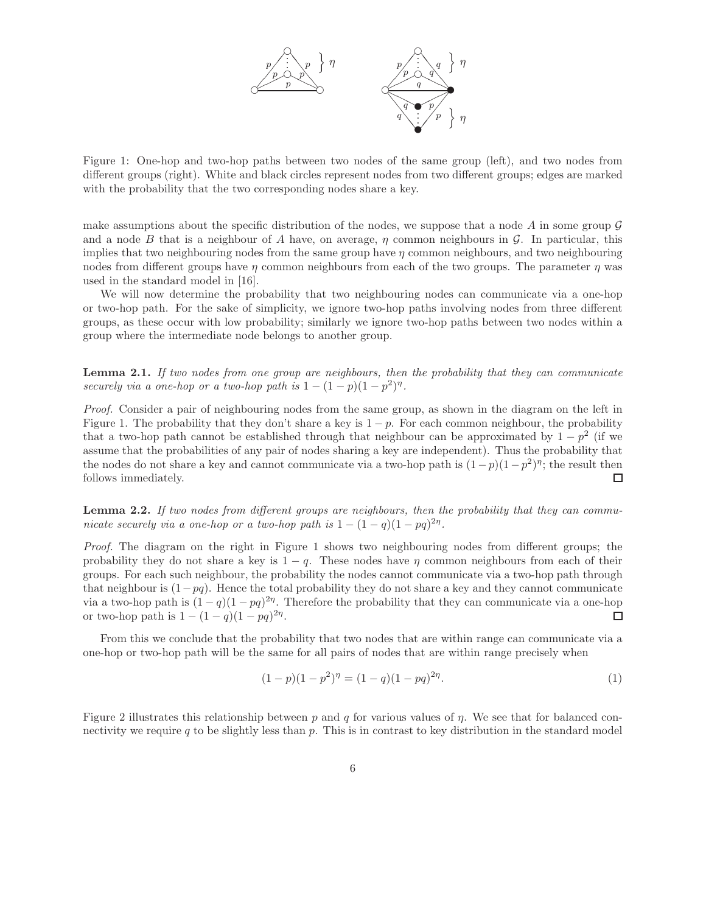Figure 1: One-hop and two-hop paths between two nodes of the same group (left), and two nodes from different groups (right). White and black circles represent nodes from two different groups; edges are marked with the probability that the two corresponding nodes share a key.

make assumptions about the specific distribution of the nodes, we suppose that a node $A$ in some group $\mathcal{G}$ and a node $B$ that is a neighbour of $A$ have, on average, $\eta$ common neighbours in $\mathcal{G}$. In particular, this implies that two neighbouring nodes from the same group have $\eta$ common neighbours, and two neighbouring nodes from different groups have $\eta$ common neighbours from each of the two groups. The parameter $\eta$ was used in the standard model in [16].

We will now determine the probability that two neighbouring nodes can communicate via a one-hop or two-hop path. For the sake of simplicity, we ignore two-hop paths involving nodes from three different groups, as these occur with low probability; similarly we ignore two-hop paths between two nodes within a group where the intermediate node belongs to another group.

**Lemma 2.1.** *If two nodes from one group are neighbours, then the probability that they can communicate securely via a one-hop or a two-hop path is* $1-(1-p)(1-p^2)^\eta$.

*Proof.* Consider a pair of neighbouring nodes from the same group, as shown in the diagram on the left in Figure 1. The probability that they don't share a key is $1-p$. For each common neighbour, the probability that a two-hop path cannot be established through that neighbour can be approximated by $1-p^2$ (if we assume that the probabilities of any pair of nodes sharing a key are independent). Thus the probability that the nodes do not share a key and cannot communicate via a two-hop path is $(1-p)(1-p^2)^\eta$; the result then follows immediately. ☐

**Lemma 2.2.** *If two nodes from different groups are neighbours, then the probability that they can communicate securely via a one-hop or a two-hop path is* $1-(1-q)(1-pq)^{2\eta}$.

*Proof.* The diagram on the right in Figure 1 shows two neighbouring nodes from different groups; the probability they do not share a key is $1-q$. These nodes have $\eta$ common neighbours from each of their groups. For each such neighbour, the probability the nodes cannot communicate via a two-hop path through that neighbour is $(1-pq)$. Hence the total probability they do not share a key and they cannot communicate via a two-hop path is $(1-q)(1-pq)^{2\eta}$. Therefore the probability that they can communicate via a one-hop or two-hop path is $1-(1-q)(1-pq)^{2\eta}$. ☐

From this we conclude that the probability that two nodes that are within range can communicate via a one-hop or two-hop path will be the same for all pairs of nodes that are within range precisely when

$$(1-p)(1-p^2)^\eta = (1-q)(1-pq)^{2\eta}. \tag{1}$$

Figure 2 illustrates this relationship between $p$ and $q$ for various values of $\eta$. We see that for balanced connectivity we require $q$ to be slightly less than $p$. This is in contrast to key distribution in the standard model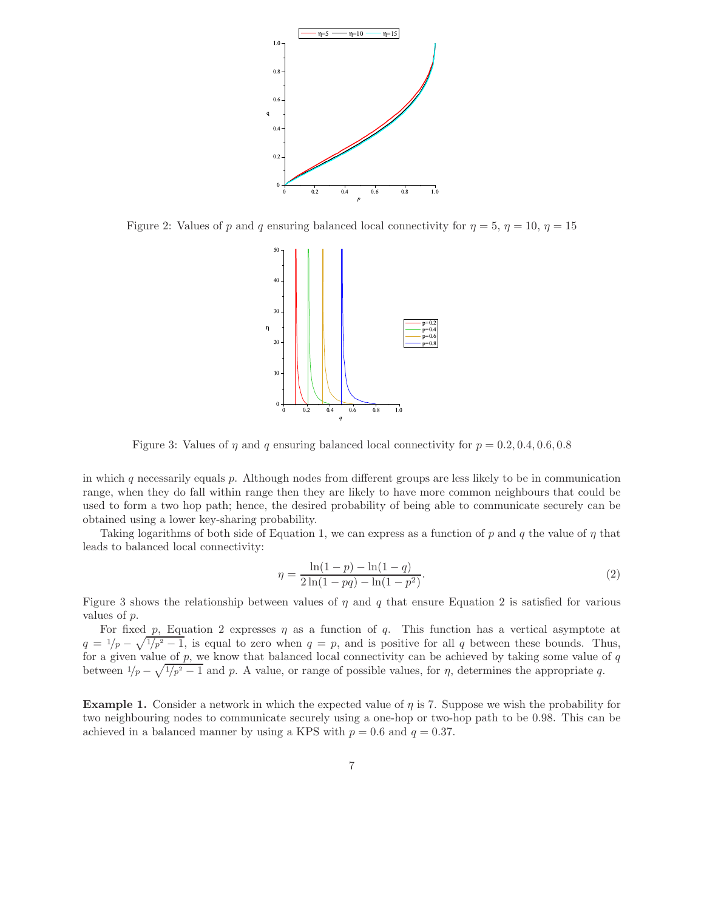Figure 2: Values of $p$ and $q$ ensuring balanced local connectivity for $\eta = 5$, $\eta = 10$, $\eta = 15$

Figure 3: Values of $\eta$ and $q$ ensuring balanced local connectivity for $p = 0.2, 0.4, 0.6, 0.8$

in which $q$ necessarily equals $p$. Although nodes from different groups are less likely to be in communication range, when they do fall within range then they are likely to have more common neighbours that could be used to form a two hop path; hence, the desired probability of being able to communicate securely can be obtained using a lower key-sharing probability.

Taking logarithms of both side of Equation 1, we can express as a function of $p$ and $q$ the value of $\eta$ that leads to balanced local connectivity:

$$\eta = \frac{\ln(1-p) - \ln(1-q)}{2\ln(1-pq) - \ln(1-p^2)}. \tag{2}$$

Figure 3 shows the relationship between values of $\eta$ and $q$ that ensure Equation 2 is satisfied for various values of $p$.

For fixed $p$, Equation 2 expresses $\eta$ as a function of $q$. This function has a vertical asymptote at $q = {}^1\!/\!_p - \sqrt{{}^1\!/\!_{p^2} - 1}$, is equal to zero when $q = p$, and is positive for all $q$ between these bounds. Thus, for a given value of $p$, we know that balanced local connectivity can be achieved by taking some value of $q$ between ${}^1\!/\!_p - \sqrt{{}^1\!/\!_{p^2} - 1}$ and $p$. A value, or range of possible values, for $\eta$, determines the appropriate $q$.

**Example 1.** Consider a network in which the expected value of $\eta$ is 7. Suppose we wish the probability for two neighbouring nodes to communicate securely using a one-hop or two-hop path to be 0.98. This can be achieved in a balanced manner by using a KPS with $p = 0.6$ and $q = 0.37$.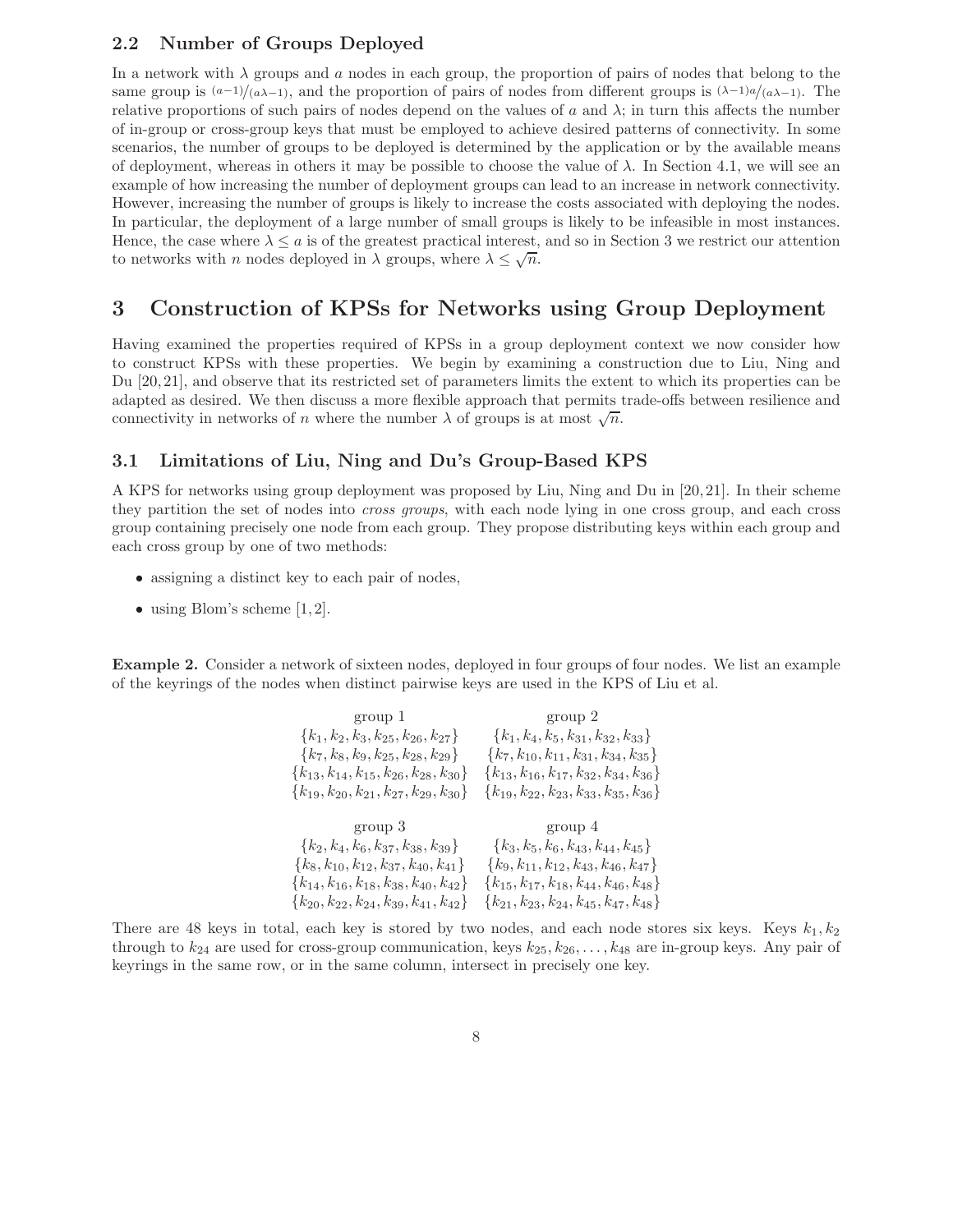### 2.2 Number of Groups Deployed

In a network with $\lambda$ groups and $a$ nodes in each group, the proportion of pairs of nodes that belong to the same group is $(a-1)/(a\lambda-1)$, and the proportion of pairs of nodes from different groups is $(\lambda-1)a/(a\lambda-1)$. The relative proportions of such pairs of nodes depend on the values of $a$ and $\lambda$; in turn this affects the number of in-group or cross-group keys that must be employed to achieve desired patterns of connectivity. In some scenarios, the number of groups to be deployed is determined by the application or by the available means of deployment, whereas in others it may be possible to choose the value of $\lambda$. In Section 4.1, we will see an example of how increasing the number of deployment groups can lead to an increase in network connectivity. However, increasing the number of groups is likely to increase the costs associated with deploying the nodes. In particular, the deployment of a large number of small groups is likely to be infeasible in most instances. Hence, the case where $\lambda \leq a$ is of the greatest practical interest, and so in Section 3 we restrict our attention to networks with $n$ nodes deployed in $\lambda$ groups, where $\lambda \leq \sqrt{n}$.

## 3 Construction of KPSs for Networks using Group Deployment

Having examined the properties required of KPSs in a group deployment context we now consider how to construct KPSs with these properties. We begin by examining a construction due to Liu, Ning and Du [20,21], and observe that its restricted set of parameters limits the extent to which its properties can be adapted as desired. We then discuss a more flexible approach that permits trade-offs between resilience and connectivity in networks of $n$ where the number $\lambda$ of groups is at most $\sqrt{n}$.

### 3.1 Limitations of Liu, Ning and Du's Group-Based KPS

A KPS for networks using group deployment was proposed by Liu, Ning and Du in [20,21]. In their scheme they partition the set of nodes into *cross groups*, with each node lying in one cross group, and each cross group containing precisely one node from each group. They propose distributing keys within each group and each cross group by one of two methods:

- assigning a distinct key to each pair of nodes,
- using Blom's scheme [1,2].

**Example 2.** Consider a network of sixteen nodes, deployed in four groups of four nodes. We list an example of the keyrings of the nodes when distinct pairwise keys are used in the KPS of Liu et al.

| group 1 | group 2 |
|---|---|
| $\{k_1, k_2, k_3, k_{25}, k_{26}, k_{27}\}$ | $\{k_1, k_4, k_5, k_{31}, k_{32}, k_{33}\}$ |
| $\{k_7, k_8, k_9, k_{25}, k_{28}, k_{29}\}$ | $\{k_7, k_{10}, k_{11}, k_{31}, k_{34}, k_{35}\}$ |
| $\{k_{13}, k_{14}, k_{15}, k_{26}, k_{28}, k_{30}\}$ | $\{k_{13}, k_{16}, k_{17}, k_{32}, k_{34}, k_{36}\}$ |
| $\{k_{19}, k_{20}, k_{21}, k_{27}, k_{29}, k_{30}\}$ | $\{k_{19}, k_{22}, k_{23}, k_{33}, k_{35}, k_{36}\}$ |
| **group 3** | **group 4** |
| $\{k_2, k_4, k_6, k_{37}, k_{38}, k_{39}\}$ | $\{k_3, k_5, k_6, k_{43}, k_{44}, k_{45}\}$ |
| $\{k_8, k_{10}, k_{12}, k_{37}, k_{40}, k_{41}\}$ | $\{k_9, k_{11}, k_{12}, k_{43}, k_{46}, k_{47}\}$ |
| $\{k_{14}, k_{16}, k_{18}, k_{38}, k_{40}, k_{42}\}$ | $\{k_{15}, k_{17}, k_{18}, k_{44}, k_{46}, k_{48}\}$ |
| $\{k_{20}, k_{22}, k_{24}, k_{39}, k_{41}, k_{42}\}$ | $\{k_{21}, k_{23}, k_{24}, k_{45}, k_{47}, k_{48}\}$ |

There are 48 keys in total, each key is stored by two nodes, and each node stores six keys. Keys $k_1, k_2$ through to $k_{24}$ are used for cross-group communication, keys $k_{25}, k_{26}, \ldots, k_{48}$ are in-group keys. Any pair of keyrings in the same row, or in the same column, intersect in precisely one key.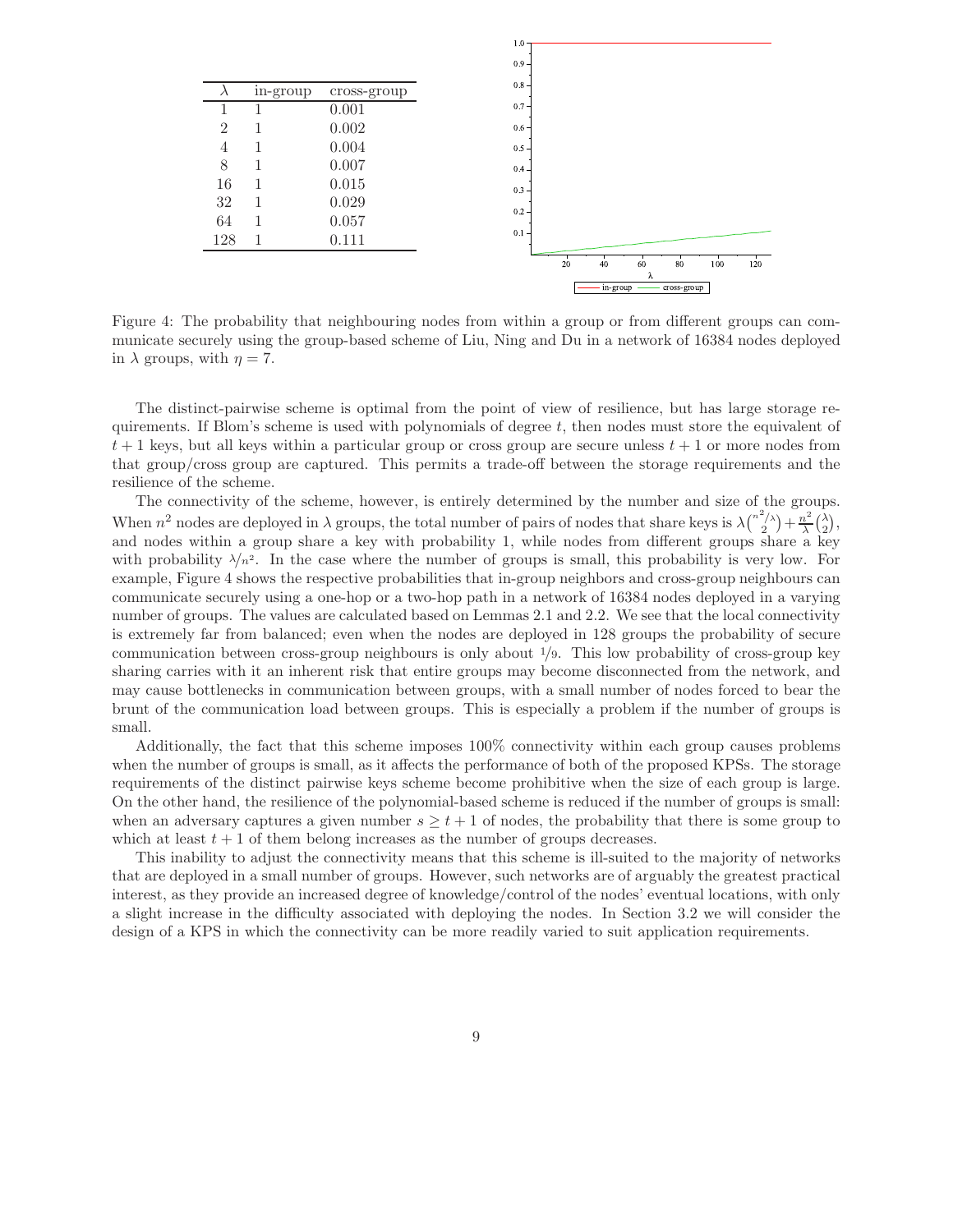| $\lambda$ | in-group | cross-group |
| --- | --- | --- |
| 1 | 1 | 0.001 |
| 2 | 1 | 0.002 |
| 4 | 1 | 0.004 |
| 8 | 1 | 0.007 |
| 16 | 1 | 0.015 |
| 32 | 1 | 0.029 |
| 64 | 1 | 0.057 |
| 128 | 1 | 0.111 |

Figure 4: The probability that neighbouring nodes from within a group or from different groups can communicate securely using the group-based scheme of Liu, Ning and Du in a network of 16384 nodes deployed in $\lambda$ groups, with $\eta = 7$.

The distinct-pairwise scheme is optimal from the point of view of resilience, but has large storage requirements. If Blom's scheme is used with polynomials of degree $t$, then nodes must store the equivalent of $t + 1$ keys, but all keys within a particular group or cross group are secure unless $t + 1$ or more nodes from that group/cross group are captured. This permits a trade-off between the storage requirements and the resilience of the scheme.

The connectivity of the scheme, however, is entirely determined by the number and size of the groups. When $n^2$ nodes are deployed in $\lambda$ groups, the total number of pairs of nodes that share keys is $\lambda\binom{n^2/\lambda}{2} + \frac{n^2}{\lambda}\binom{\lambda}{2}$, and nodes within a group share a key with probability 1, while nodes from different groups share a key with probability $\lambda/n^2$. In the case where the number of groups is small, this probability is very low. For example, Figure 4 shows the respective probabilities that in-group neighbors and cross-group neighbours can communicate securely using a one-hop or a two-hop path in a network of 16384 nodes deployed in a varying number of groups. The values are calculated based on Lemmas 2.1 and 2.2. We see that the local connectivity is extremely far from balanced; even when the nodes are deployed in 128 groups the probability of secure communication between cross-group neighbours is only about $1/9$. This low probability of cross-group key sharing carries with it an inherent risk that entire groups may become disconnected from the network, and may cause bottlenecks in communication between groups, with a small number of nodes forced to bear the brunt of the communication load between groups. This is especially a problem if the number of groups is small.

Additionally, the fact that this scheme imposes 100% connectivity within each group causes problems when the number of groups is small, as it affects the performance of both of the proposed KPSs. The storage requirements of the distinct pairwise keys scheme become prohibitive when the size of each group is large. On the other hand, the resilience of the polynomial-based scheme is reduced if the number of groups is small: when an adversary captures a given number $s \geq t + 1$ of nodes, the probability that there is some group to which at least $t + 1$ of them belong increases as the number of groups decreases.

This inability to adjust the connectivity means that this scheme is ill-suited to the majority of networks that are deployed in a small number of groups. However, such networks are of arguably the greatest practical interest, as they provide an increased degree of knowledge/control of the nodes' eventual locations, with only a slight increase in the difficulty associated with deploying the nodes. In Section 3.2 we will consider the design of a KPS in which the connectivity can be more readily varied to suit application requirements.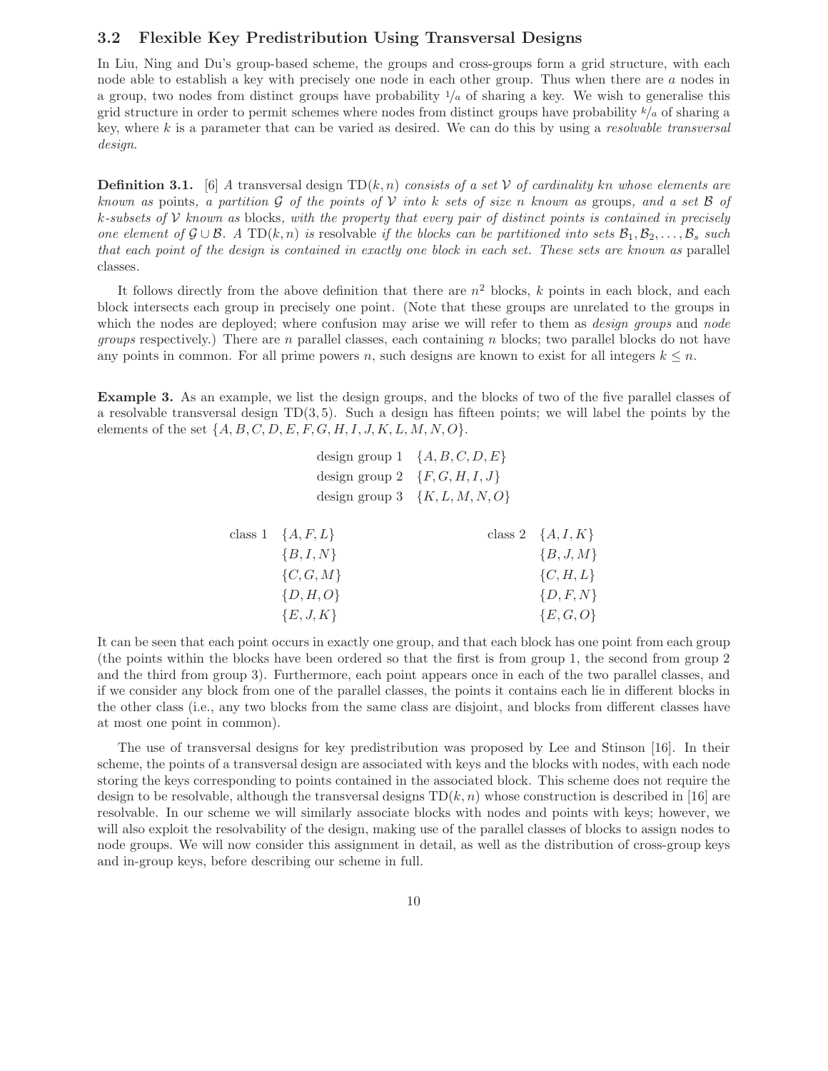### 3.2 Flexible Key Predistribution Using Transversal Designs

In Liu, Ning and Du's group-based scheme, the groups and cross-groups form a grid structure, with each node able to establish a key with precisely one node in each other group. Thus when there are $a$ nodes in a group, two nodes from distinct groups have probability $1/a$ of sharing a key. We wish to generalise this grid structure in order to permit schemes where nodes from distinct groups have probability $k/a$ of sharing a key, where $k$ is a parameter that can be varied as desired. We can do this by using a *resolvable transversal design*.

**Definition 3.1.** [6] *A* transversal design $\mathrm{TD}(k, n)$ *consists of a set* $\mathcal{V}$ *of cardinality* $kn$ *whose elements are known as* points*, a partition* $\mathcal{G}$ *of the points of* $\mathcal{V}$ *into* $k$ *sets of size* $n$ *known as* groups*, and a set* $\mathcal{B}$ *of* $k$*-subsets of* $\mathcal{V}$ *known as* blocks*, with the property that every pair of distinct points is contained in precisely one element of* $\mathcal{G} \cup \mathcal{B}$*. A* $\mathrm{TD}(k, n)$ *is* resolvable *if the blocks can be partitioned into sets* $\mathcal{B}_1, \mathcal{B}_2, \ldots, \mathcal{B}_s$ *such that each point of the design is contained in exactly one block in each set. These sets are known as* parallel classes.

It follows directly from the above definition that there are $n^2$ blocks, $k$ points in each block, and each block intersects each group in precisely one point. (Note that these groups are unrelated to the groups in which the nodes are deployed; where confusion may arise we will refer to them as *design groups* and *node groups* respectively.) There are $n$ parallel classes, each containing $n$ blocks; two parallel blocks do not have any points in common. For all prime powers $n$, such designs are known to exist for all integers $k \leq n$.

**Example 3.** As an example, we list the design groups, and the blocks of two of the five parallel classes of a resolvable transversal design $\mathrm{TD}(3, 5)$. Such a design has fifteen points; we will label the points by the elements of the set $\{A, B, C, D, E, F, G, H, I, J, K, L, M, N, O\}$.

design group 1 $\{A, B, C, D, E\}$
design group 2 $\{F, G, H, I, J\}$
design group 3 $\{K, L, M, N, O\}$

| class 1 | | class 2 |
|---|---|---|
| $\{A, F, L\}$ | | $\{A, I, K\}$ |
| $\{B, I, N\}$ | | $\{B, J, M\}$ |
| $\{C, G, M\}$ | | $\{C, H, L\}$ |
| $\{D, H, O\}$ | | $\{D, F, N\}$ |
| $\{E, J, K\}$ | | $\{E, G, O\}$ |

It can be seen that each point occurs in exactly one group, and that each block has one point from each group (the points within the blocks have been ordered so that the first is from group 1, the second from group 2 and the third from group 3). Furthermore, each point appears once in each of the two parallel classes, and if we consider any block from one of the parallel classes, the points it contains each lie in different blocks in the other class (i.e., any two blocks from the same class are disjoint, and blocks from different classes have at most one point in common).

The use of transversal designs for key predistribution was proposed by Lee and Stinson [16]. In their scheme, the points of a transversal design are associated with keys and the blocks with nodes, with each node storing the keys corresponding to points contained in the associated block. This scheme does not require the design to be resolvable, although the transversal designs $\mathrm{TD}(k, n)$ whose construction is described in [16] are resolvable. In our scheme we will similarly associate blocks with nodes and points with keys; however, we will also exploit the resolvability of the design, making use of the parallel classes of blocks to assign nodes to node groups. We will now consider this assignment in detail, as well as the distribution of cross-group keys and in-group keys, before describing our scheme in full.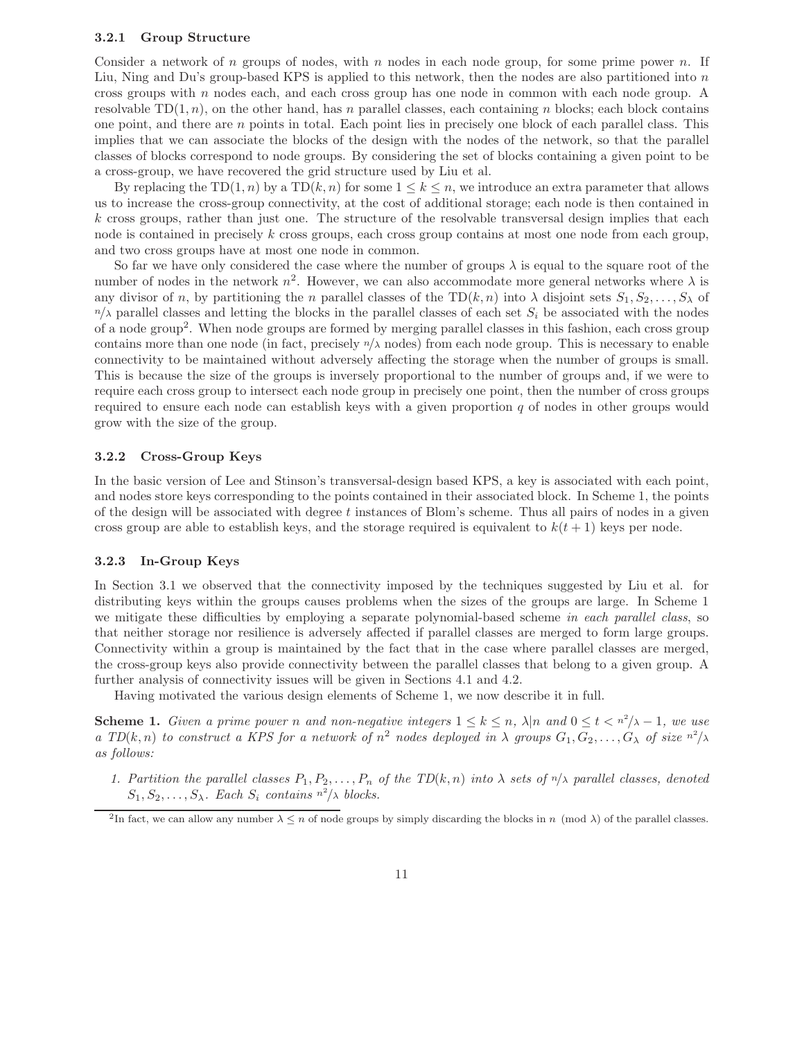### 3.2.1 Group Structure

Consider a network of $n$ groups of nodes, with $n$ nodes in each node group, for some prime power $n$. If Liu, Ning and Du's group-based KPS is applied to this network, then the nodes are also partitioned into $n$ cross groups with $n$ nodes each, and each cross group has one node in common with each node group. A resolvable $\mathrm{TD}(1, n)$, on the other hand, has $n$ parallel classes, each containing $n$ blocks; each block contains one point, and there are $n$ points in total. Each point lies in precisely one block of each parallel class. This implies that we can associate the blocks of the design with the nodes of the network, so that the parallel classes of blocks correspond to node groups. By considering the set of blocks containing a given point to be a cross-group, we have recovered the grid structure used by Liu et al.

By replacing the $\mathrm{TD}(1, n)$ by a $\mathrm{TD}(k, n)$ for some $1 \leq k \leq n$, we introduce an extra parameter that allows us to increase the cross-group connectivity, at the cost of additional storage; each node is then contained in $k$ cross groups, rather than just one. The structure of the resolvable transversal design implies that each node is contained in precisely $k$ cross groups, each cross group contains at most one node from each group, and two cross groups have at most one node in common.

So far we have only considered the case where the number of groups $\lambda$ is equal to the square root of the number of nodes in the network $n^2$. However, we can also accommodate more general networks where $\lambda$ is any divisor of $n$, by partitioning the $n$ parallel classes of the $\mathrm{TD}(k, n)$ into $\lambda$ disjoint sets $S_1, S_2, \ldots, S_\lambda$ of $n/\lambda$ parallel classes and letting the blocks in the parallel classes of each set $S_i$ be associated with the nodes of a node group[2]. When node groups are formed by merging parallel classes in this fashion, each cross group contains more than one node (in fact, precisely $n/\lambda$ nodes) from each node group. This is necessary to enable connectivity to be maintained without adversely affecting the storage when the number of groups is small. This is because the size of the groups is inversely proportional to the number of groups and, if we were to require each cross group to intersect each node group in precisely one point, then the number of cross groups required to ensure each node can establish keys with a given proportion $q$ of nodes in other groups would grow with the size of the group.

### 3.2.2 Cross-Group Keys

In the basic version of Lee and Stinson's transversal-design based KPS, a key is associated with each point, and nodes store keys corresponding to the points contained in their associated block. In Scheme 1, the points of the design will be associated with degree $t$ instances of Blom's scheme. Thus all pairs of nodes in a given cross group are able to establish keys, and the storage required is equivalent to $k(t + 1)$ keys per node.

### 3.2.3 In-Group Keys

In Section 3.1 we observed that the connectivity imposed by the techniques suggested by Liu et al. for distributing keys within the groups causes problems when the sizes of the groups are large. In Scheme 1 we mitigate these difficulties by employing a separate polynomial-based scheme *in each parallel class*, so that neither storage nor resilience is adversely affected if parallel classes are merged to form large groups. Connectivity within a group is maintained by the fact that in the case where parallel classes are merged, the cross-group keys also provide connectivity between the parallel classes that belong to a given group. A further analysis of connectivity issues will be given in Sections 4.1 and 4.2.

Having motivated the various design elements of Scheme 1, we now describe it in full.

**Scheme 1.** *Given a prime power $n$ and non-negative integers $1 \leq k \leq n$, $\lambda | n$ and $0 \leq t < n^2/\lambda - 1$, we use a $TD(k, n)$ to construct a KPS for a network of $n^2$ nodes deployed in $\lambda$ groups $G_1, G_2, \ldots, G_\lambda$ of size $n^2/\lambda$ as follows:*

1. *Partition the parallel classes $P_1, P_2, \ldots, P_n$ of the $TD(k, n)$ into $\lambda$ sets of $n/\lambda$ parallel classes, denoted $S_1, S_2, \ldots, S_\lambda$. Each $S_i$ contains $n^2/\lambda$ blocks.*

[2] In fact, we can allow any number $\lambda \leq n$ of node groups by simply discarding the blocks in $n \pmod{\lambda}$ of the parallel classes.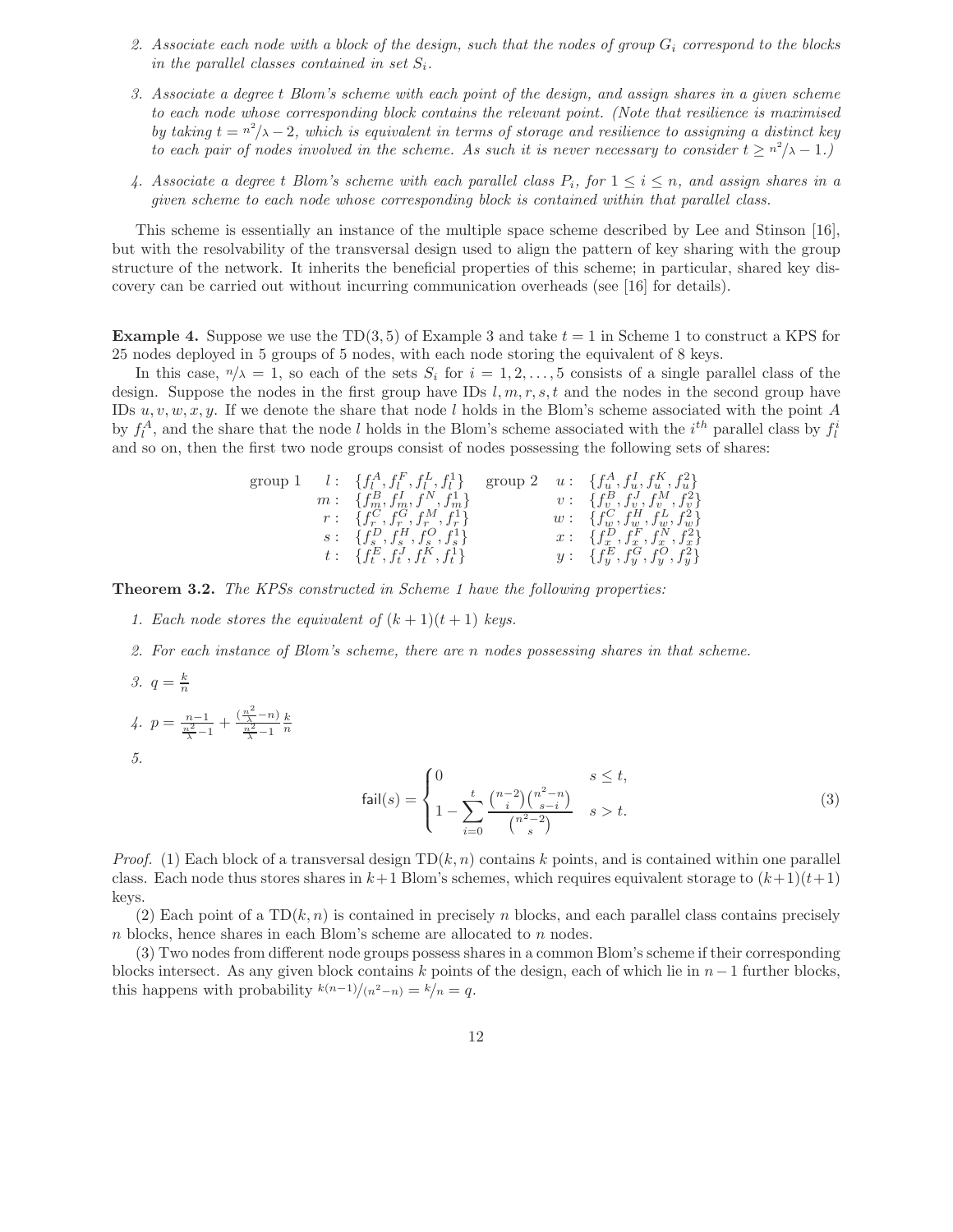2. *Associate each node with a block of the design, such that the nodes of group $G_i$ correspond to the blocks in the parallel classes contained in set $S_i$.*

3. *Associate a degree $t$ Blom's scheme with each point of the design, and assign shares in a given scheme to each node whose corresponding block contains the relevant point. (Note that resilience is maximised by taking $t = n^2/\lambda - 2$, which is equivalent in terms of storage and resilience to assigning a distinct key to each pair of nodes involved in the scheme. As such it is never necessary to consider $t \geq n^2/\lambda - 1$.)*

4. *Associate a degree $t$ Blom's scheme with each parallel class $P_i$, for $1 \leq i \leq n$, and assign shares in a given scheme to each node whose corresponding block is contained within that parallel class.*

This scheme is essentially an instance of the multiple space scheme described by Lee and Stinson [16], but with the resolvability of the transversal design used to align the pattern of key sharing with the group structure of the network. It inherits the beneficial properties of this scheme; in particular, shared key discovery can be carried out without incurring communication overheads (see [16] for details).

**Example 4.** Suppose we use the TD(3, 5) of Example 3 and take $t = 1$ in Scheme 1 to construct a KPS for 25 nodes deployed in 5 groups of 5 nodes, with each node storing the equivalent of 8 keys.

In this case, $n/\lambda = 1$, so each of the sets $S_i$ for $i = 1, 2, \ldots, 5$ consists of a single parallel class of the design. Suppose the nodes in the first group have IDs $l, m, r, s, t$ and the nodes in the second group have IDs $u, v, w, x, y$. If we denote the share that node $l$ holds in the Blom's scheme associated with the point $A$ by $f_l^A$, and the share that the node $l$ holds in the Blom's scheme associated with the $i^{th}$ parallel class by $f_l^i$ and so on, then the first two node groups consist of nodes possessing the following sets of shares:

$$
\begin{array}{llllll}
\text{group 1} & l: & \{f_l^A, f_l^F, f_l^L, f_l^1\} & \text{group 2} & u: & \{f_u^A, f_u^I, f_u^K, f_u^2\} \\
 & m: & \{f_m^B, f_m^I, f_m^N, f_m^1\} & & v: & \{f_v^B, f_v^J, f_v^M, f_v^2\} \\
 & r: & \{f_r^C, f_r^G, f_r^M, f_r^1\} & & w: & \{f_w^C, f_w^H, f_w^L, f_w^2\} \\
 & s: & \{f_s^D, f_s^H, f_s^O, f_s^1\} & & x: & \{f_x^D, f_x^F, f_x^N, f_x^2\} \\
 & t: & \{f_t^E, f_t^J, f_t^K, f_t^1\} & & y: & \{f_y^E, f_y^G, f_y^O, f_y^2\}
\end{array}
$$

**Theorem 3.2.** *The KPSs constructed in Scheme 1 have the following properties:*

1. *Each node stores the equivalent of $(k + 1)(t + 1)$ keys.*

2. *For each instance of Blom's scheme, there are $n$ nodes possessing shares in that scheme.*

3. $q = \frac{k}{n}$

4. $p = \frac{n-1}{\frac{n^2}{\lambda}-1} + \frac{(\frac{n^2}{\lambda}-n)}{\frac{n^2}{\lambda}-1}\frac{k}{n}$

5. 
$$
\mathsf{fail}(s) = \begin{cases} 0 & s \leq t, \\ 1 - \displaystyle\sum_{i=0}^{t} \frac{\binom{n-2}{i}\binom{n^2-n}{s-i}}{\binom{n^2-2}{s}} & s > t. \end{cases} \tag{3}
$$

*Proof.* (1) Each block of a transversal design TD$(k, n)$ contains $k$ points, and is contained within one parallel class. Each node thus stores shares in $k+1$ Blom's schemes, which requires equivalent storage to $(k+1)(t+1)$ keys.

(2) Each point of a TD$(k, n)$ is contained in precisely $n$ blocks, and each parallel class contains precisely $n$ blocks, hence shares in each Blom's scheme are allocated to $n$ nodes.

(3) Two nodes from different node groups possess shares in a common Blom's scheme if their corresponding blocks intersect. As any given block contains $k$ points of the design, each of which lie in $n - 1$ further blocks, this happens with probability $k(n-1)/(n^2-n) = k/n = q$.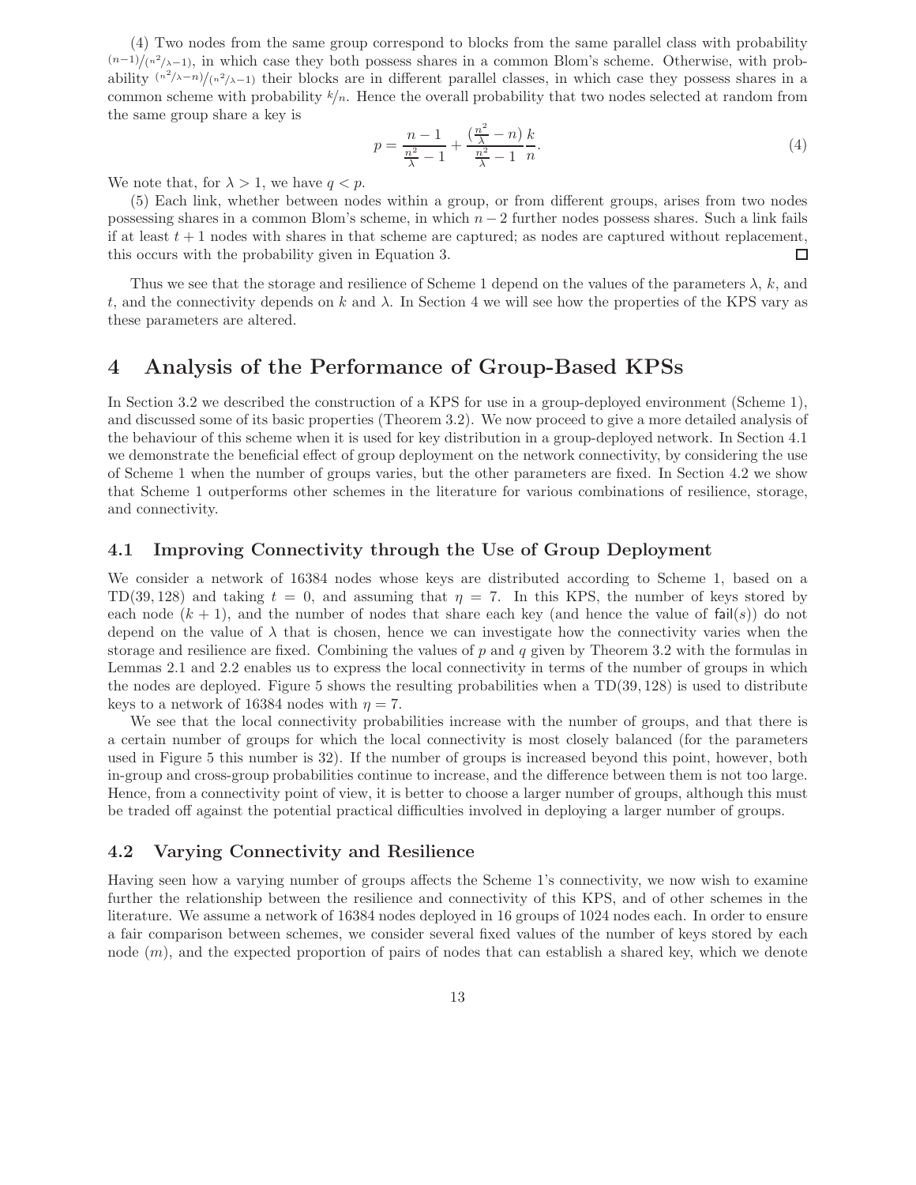(4) Two nodes from the same group correspond to blocks from the same parallel class with probability $(n-1)/(n^2/\lambda-1)$, in which case they both possess shares in a common Blom's scheme. Otherwise, with probability $(n^2/\lambda-n)/(n^2/\lambda-1)$ their blocks are in different parallel classes, in which case they possess shares in a common scheme with probability $k/n$. Hence the overall probability that two nodes selected at random from the same group share a key is

$$p = \frac{n-1}{\frac{n^2}{\lambda}-1} + \frac{(\frac{n^2}{\lambda}-n)}{\frac{n^2}{\lambda}-1}\frac{k}{n}. \tag{4}$$

We note that, for $\lambda > 1$, we have $q < p$.

(5) Each link, whether between nodes within a group, or from different groups, arises from two nodes possessing shares in a common Blom's scheme, in which $n-2$ further nodes possess shares. Such a link fails if at least $t+1$ nodes with shares in that scheme are captured; as nodes are captured without replacement, this occurs with the probability given in Equation 3. □

Thus we see that the storage and resilience of Scheme 1 depend on the values of the parameters $\lambda$, $k$, and $t$, and the connectivity depends on $k$ and $\lambda$. In Section 4 we will see how the properties of the KPS vary as these parameters are altered.

# 4 Analysis of the Performance of Group-Based KPSs

In Section 3.2 we described the construction of a KPS for use in a group-deployed environment (Scheme 1), and discussed some of its basic properties (Theorem 3.2). We now proceed to give a more detailed analysis of the behaviour of this scheme when it is used for key distribution in a group-deployed network. In Section 4.1 we demonstrate the beneficial effect of group deployment on the network connectivity, by considering the use of Scheme 1 when the number of groups varies, but the other parameters are fixed. In Section 4.2 we show that Scheme 1 outperforms other schemes in the literature for various combinations of resilience, storage, and connectivity.

## 4.1 Improving Connectivity through the Use of Group Deployment

We consider a network of 16384 nodes whose keys are distributed according to Scheme 1, based on a TD(39, 128) and taking $t = 0$, and assuming that $\eta = 7$. In this KPS, the number of keys stored by each node $(k+1)$, and the number of nodes that share each key (and hence the value of $\mathsf{fail}(s)$) do not depend on the value of $\lambda$ that is chosen, hence we can investigate how the connectivity varies when the storage and resilience are fixed. Combining the values of $p$ and $q$ given by Theorem 3.2 with the formulas in Lemmas 2.1 and 2.2 enables us to express the local connectivity in terms of the number of groups in which the nodes are deployed. Figure 5 shows the resulting probabilities when a TD(39, 128) is used to distribute keys to a network of 16384 nodes with $\eta = 7$.

We see that the local connectivity probabilities increase with the number of groups, and that there is a certain number of groups for which the local connectivity is most closely balanced (for the parameters used in Figure 5 this number is 32). If the number of groups is increased beyond this point, however, both in-group and cross-group probabilities continue to increase, and the difference between them is not too large. Hence, from a connectivity point of view, it is better to choose a larger number of groups, although this must be traded off against the potential practical difficulties involved in deploying a larger number of groups.

## 4.2 Varying Connectivity and Resilience

Having seen how a varying number of groups affects the Scheme 1's connectivity, we now wish to examine further the relationship between the resilience and connectivity of this KPS, and of other schemes in the literature. We assume a network of 16384 nodes deployed in 16 groups of 1024 nodes each. In order to ensure a fair comparison between schemes, we consider several fixed values of the number of keys stored by each node $(m)$, and the expected proportion of pairs of nodes that can establish a shared key, which we denote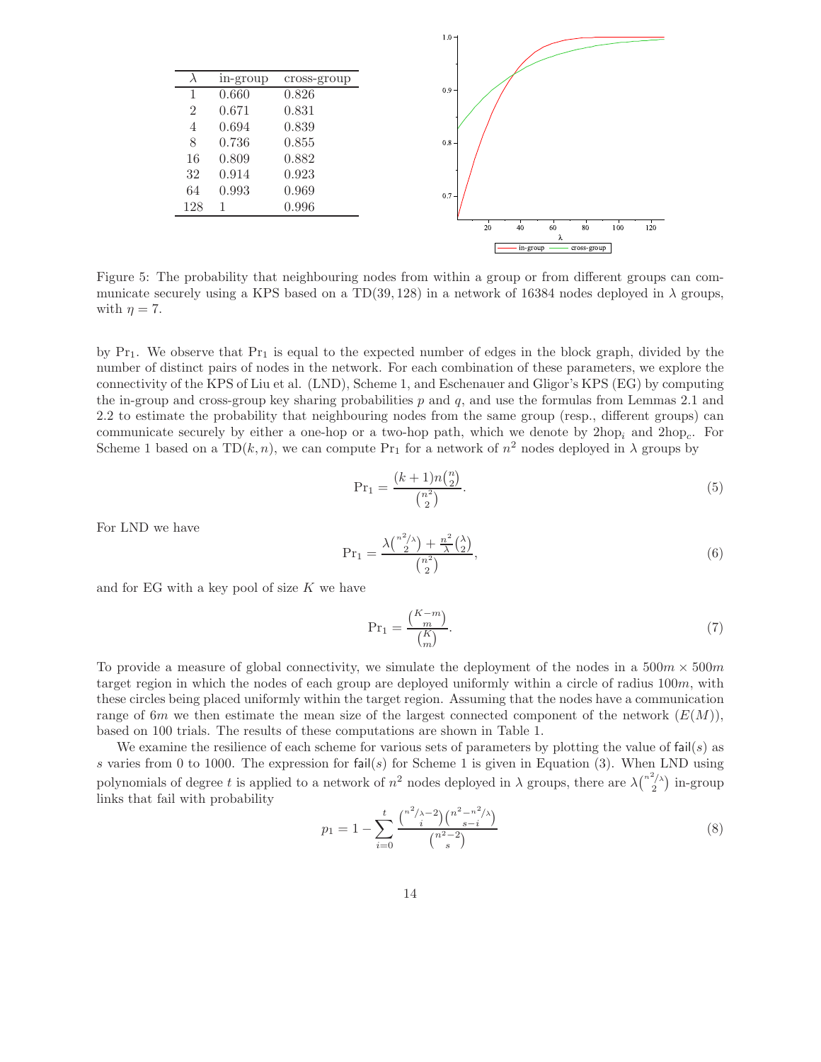| $\lambda$ | in-group | cross-group |
|---|---|---|
| 1 | 0.660 | 0.826 |
| 2 | 0.671 | 0.831 |
| 4 | 0.694 | 0.839 |
| 8 | 0.736 | 0.855 |
| 16 | 0.809 | 0.882 |
| 32 | 0.914 | 0.923 |
| 64 | 0.993 | 0.969 |
| 128 | 1 | 0.996 |

Figure 5: The probability that neighbouring nodes from within a group or from different groups can communicate securely using a KPS based on a TD(39, 128) in a network of 16384 nodes deployed in $\lambda$ groups, with $\eta = 7$.

by $\mathrm{Pr}_1$. We observe that $\mathrm{Pr}_1$ is equal to the expected number of edges in the block graph, divided by the number of distinct pairs of nodes in the network. For each combination of these parameters, we explore the connectivity of the KPS of Liu et al. (LND), Scheme 1, and Eschenauer and Gligor's KPS (EG) by computing the in-group and cross-group key sharing probabilities $p$ and $q$, and use the formulas from Lemmas 2.1 and 2.2 to estimate the probability that neighbouring nodes from the same group (resp., different groups) can communicate securely by either a one-hop or a two-hop path, which we denote by $2\mathrm{hop}_i$ and $2\mathrm{hop}_c$. For Scheme 1 based on a TD$(k, n)$, we can compute $\mathrm{Pr}_1$ for a network of $n^2$ nodes deployed in $\lambda$ groups by

$$\mathrm{Pr}_1 = \frac{(k+1)n\binom{n}{2}}{\binom{n^2}{2}}. \tag{5}$$

For LND we have

$$\mathrm{Pr}_1 = \frac{\lambda\binom{n^2/\lambda}{2} + \frac{n^2}{\lambda}\binom{\lambda}{2}}{\binom{n^2}{2}}, \tag{6}$$

and for EG with a key pool of size $K$ we have

$$\mathrm{Pr}_1 = \frac{\binom{K-m}{m}}{\binom{K}{m}}. \tag{7}$$

To provide a measure of global connectivity, we simulate the deployment of the nodes in a $500m \times 500m$ target region in which the nodes of each group are deployed uniformly within a circle of radius $100m$, with these circles being placed uniformly within the target region. Assuming that the nodes have a communication range of $6m$ we then estimate the mean size of the largest connected component of the network $(E(M))$, based on 100 trials. The results of these computations are shown in Table 1.

We examine the resilience of each scheme for various sets of parameters by plotting the value of $\mathsf{fail}(s)$ as $s$ varies from 0 to 1000. The expression for $\mathsf{fail}(s)$ for Scheme 1 is given in Equation (3). When LND using polynomials of degree $t$ is applied to a network of $n^2$ nodes deployed in $\lambda$ groups, there are $\lambda\binom{n^2/\lambda}{2}$ in-group links that fail with probability

$$p_1 = 1 - \sum_{i=0}^{t} \frac{\binom{n^2/\lambda - 2}{i}\binom{n^2 - n^2/\lambda}{s-i}}{\binom{n^2-2}{s}} \tag{8}$$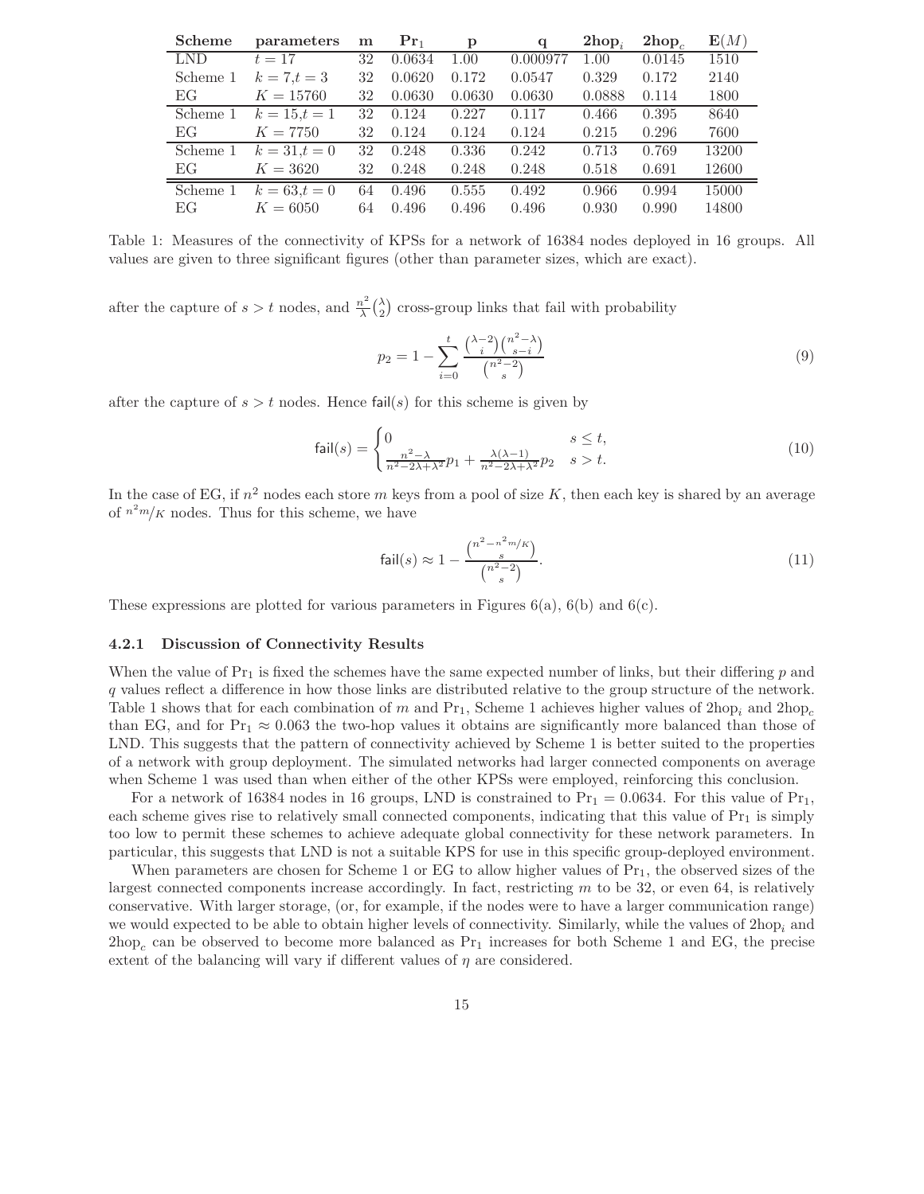| Scheme | parameters | m | $\mathbf{Pr}_1$ | p | q | $\mathbf{2hop}_i$ | $\mathbf{2hop}_c$ | $\mathbf{E}(M)$ |
|---|---|---|---|---|---|---|---|---|
| LND | $t = 17$ | 32 | 0.0634 | 1.00 | 0.000977 | 1.00 | 0.0145 | 1510 |
| Scheme 1 | $k = 7$,$t = 3$ | 32 | 0.0620 | 0.172 | 0.0547 | 0.329 | 0.172 | 2140 |
| EG | $K = 15760$ | 32 | 0.0630 | 0.0630 | 0.0630 | 0.0888 | 0.114 | 1800 |
| Scheme 1 | $k = 15$,$t = 1$ | 32 | 0.124 | 0.227 | 0.117 | 0.466 | 0.395 | 8640 |
| EG | $K = 7750$ | 32 | 0.124 | 0.124 | 0.124 | 0.215 | 0.296 | 7600 |
| Scheme 1 | $k = 31$,$t = 0$ | 32 | 0.248 | 0.336 | 0.242 | 0.713 | 0.769 | 13200 |
| EG | $K = 3620$ | 32 | 0.248 | 0.248 | 0.248 | 0.518 | 0.691 | 12600 |
| Scheme 1 | $k = 63$,$t = 0$ | 64 | 0.496 | 0.555 | 0.492 | 0.966 | 0.994 | 15000 |
| EG | $K = 6050$ | 64 | 0.496 | 0.496 | 0.496 | 0.930 | 0.990 | 14800 |

Table 1: Measures of the connectivity of KPSs for a network of 16384 nodes deployed in 16 groups. All values are given to three significant figures (other than parameter sizes, which are exact).

after the capture of $s > t$ nodes, and $\frac{n^2}{\lambda}\binom{\lambda}{2}$ cross-group links that fail with probability

$$p_2 = 1 - \sum_{i=0}^{t} \frac{\binom{\lambda-2}{i}\binom{n^2-\lambda}{s-i}}{\binom{n^2-2}{s}} \tag{9}$$

after the capture of $s > t$ nodes. Hence $\mathsf{fail}(s)$ for this scheme is given by

$$\mathsf{fail}(s) = \begin{cases} 0 & s \le t, \\ \frac{n^2-\lambda}{n^2-2\lambda+\lambda^2} p_1 + \frac{\lambda(\lambda-1)}{n^2-2\lambda+\lambda^2} p_2 & s > t. \end{cases} \tag{10}$$

In the case of EG, if $n^2$ nodes each store $m$ keys from a pool of size $K$, then each key is shared by an average of ${n^2 m}/{K}$ nodes. Thus for this scheme, we have

$$\mathsf{fail}(s) \approx 1 - \frac{\binom{n^2 - n^2 m/K}{s}}{\binom{n^2-2}{s}}. \tag{11}$$

These expressions are plotted for various parameters in Figures 6(a), 6(b) and 6(c).

### 4.2.1 Discussion of Connectivity Results

When the value of $\mathrm{Pr}_1$ is fixed the schemes have the same expected number of links, but their differing $p$ and $q$ values reflect a difference in how those links are distributed relative to the group structure of the network. Table 1 shows that for each combination of $m$ and $\mathrm{Pr}_1$, Scheme 1 achieves higher values of $2\mathrm{hop}_i$ and $2\mathrm{hop}_c$ than EG, and for $\mathrm{Pr}_1 \approx 0.063$ the two-hop values it obtains are significantly more balanced than those of LND. This suggests that the pattern of connectivity achieved by Scheme 1 is better suited to the properties of a network with group deployment. The simulated networks had larger connected components on average when Scheme 1 was used than when either of the other KPSs were employed, reinforcing this conclusion.

For a network of 16384 nodes in 16 groups, LND is constrained to $\mathrm{Pr}_1 = 0.0634$. For this value of $\mathrm{Pr}_1$, each scheme gives rise to relatively small connected components, indicating that this value of $\mathrm{Pr}_1$ is simply too low to permit these schemes to achieve adequate global connectivity for these network parameters. In particular, this suggests that LND is not a suitable KPS for use in this specific group-deployed environment.

When parameters are chosen for Scheme 1 or EG to allow higher values of $\mathrm{Pr}_1$, the observed sizes of the largest connected components increase accordingly. In fact, restricting $m$ to be 32, or even 64, is relatively conservative. With larger storage, (or, for example, if the nodes were to have a larger communication range) we would expected to be able to obtain higher levels of connectivity. Similarly, while the values of $2\mathrm{hop}_i$ and $2\mathrm{hop}_c$ can be observed to become more balanced as $\mathrm{Pr}_1$ increases for both Scheme 1 and EG, the precise extent of the balancing will vary if different values of $\eta$ are considered.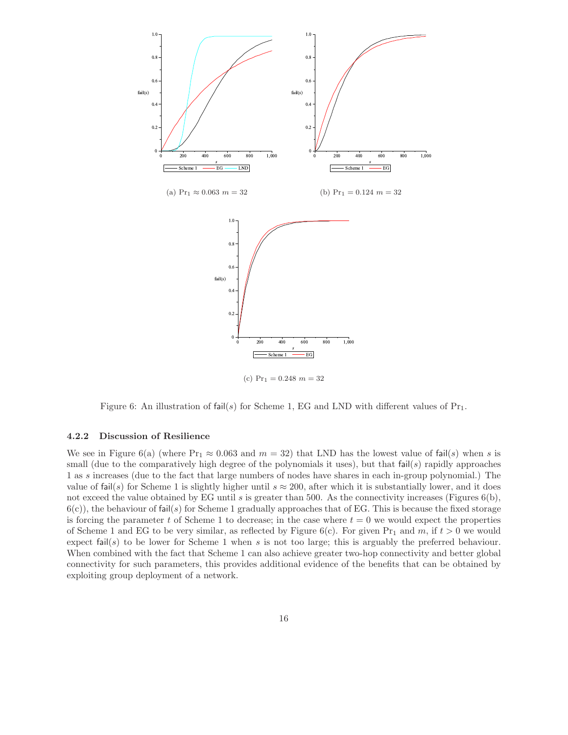(a) $\Pr_1 \approx 0.063$ $m = 32$

(b) $\Pr_1 = 0.124$ $m = 32$

(c) $\Pr_1 = 0.248$ $m = 32$

Figure 6: An illustration of $\mathsf{fail}(s)$ for Scheme 1, EG and LND with different values of $\Pr_1$.

### 4.2.2 Discussion of Resilience

We see in Figure 6(a) (where $\Pr_1 \approx 0.063$ and $m = 32$) that LND has the lowest value of $\mathsf{fail}(s)$ when $s$ is small (due to the comparatively high degree of the polynomials it uses), but that $\mathsf{fail}(s)$ rapidly approaches 1 as $s$ increases (due to the fact that large numbers of nodes have shares in each in-group polynomial.) The value of $\mathsf{fail}(s)$ for Scheme 1 is slightly higher until $s \approx 200$, after which it is substantially lower, and it does not exceed the value obtained by EG until $s$ is greater than 500. As the connectivity increases (Figures 6(b), 6(c)), the behaviour of $\mathsf{fail}(s)$ for Scheme 1 gradually approaches that of EG. This is because the fixed storage is forcing the parameter $t$ of Scheme 1 to decrease; in the case where $t = 0$ we would expect the properties of Scheme 1 and EG to be very similar, as reflected by Figure 6(c). For given $\Pr_1$ and $m$, if $t > 0$ we would expect $\mathsf{fail}(s)$ to be lower for Scheme 1 when $s$ is not too large; this is arguably the preferred behaviour. When combined with the fact that Scheme 1 can also achieve greater two-hop connectivity and better global connectivity for such parameters, this provides additional evidence of the benefits that can be obtained by exploiting group deployment of a network.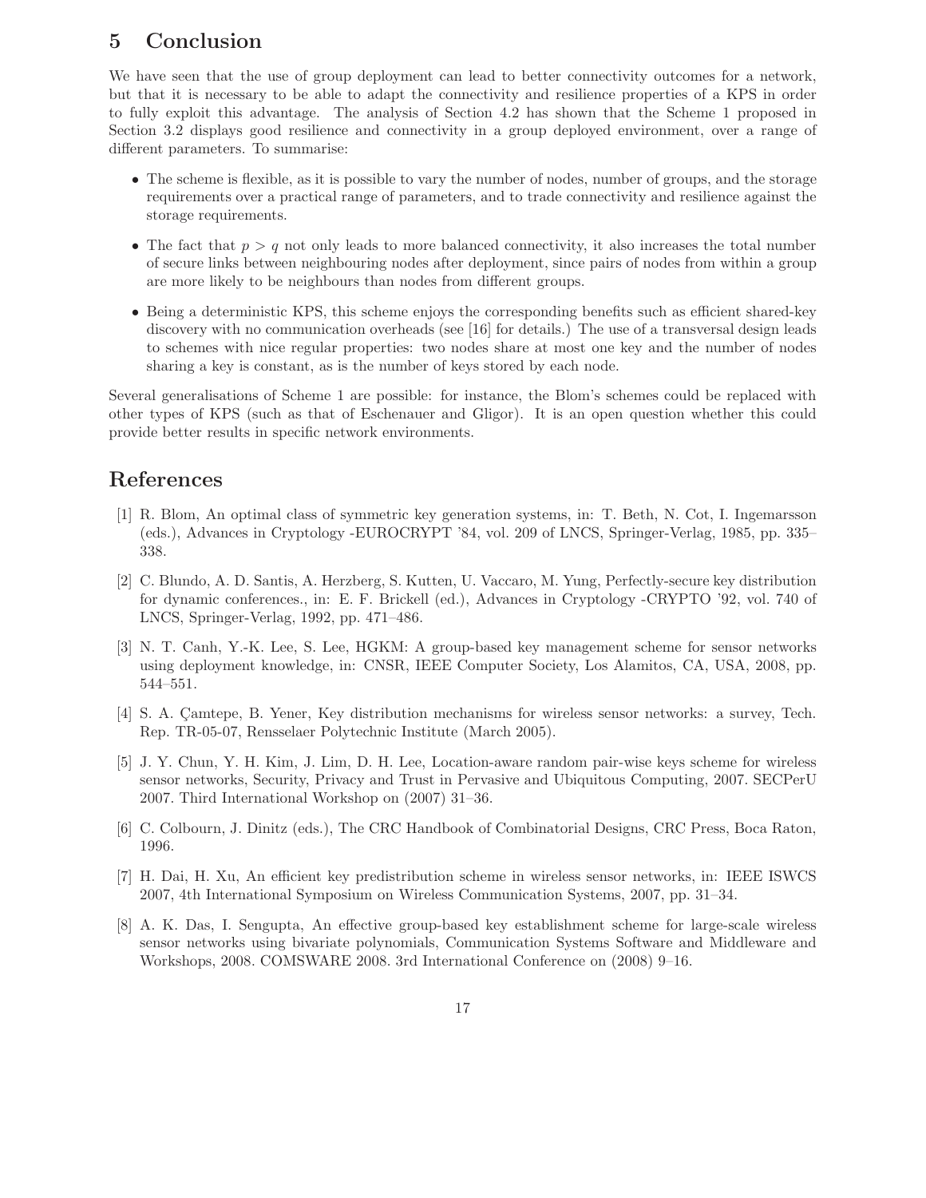# 5 Conclusion

We have seen that the use of group deployment can lead to better connectivity outcomes for a network, but that it is necessary to be able to adapt the connectivity and resilience properties of a KPS in order to fully exploit this advantage. The analysis of Section 4.2 has shown that the Scheme 1 proposed in Section 3.2 displays good resilience and connectivity in a group deployed environment, over a range of different parameters. To summarise:

- The scheme is flexible, as it is possible to vary the number of nodes, number of groups, and the storage requirements over a practical range of parameters, and to trade connectivity and resilience against the storage requirements.
- The fact that $p > q$ not only leads to more balanced connectivity, it also increases the total number of secure links between neighbouring nodes after deployment, since pairs of nodes from within a group are more likely to be neighbours than nodes from different groups.
- Being a deterministic KPS, this scheme enjoys the corresponding benefits such as efficient shared-key discovery with no communication overheads (see [16] for details.) The use of a transversal design leads to schemes with nice regular properties: two nodes share at most one key and the number of nodes sharing a key is constant, as is the number of keys stored by each node.

Several generalisations of Scheme 1 are possible: for instance, the Blom's schemes could be replaced with other types of KPS (such as that of Eschenauer and Gligor). It is an open question whether this could provide better results in specific network environments.

# References

[1] R. Blom, An optimal class of symmetric key generation systems, in: T. Beth, N. Cot, I. Ingemarsson (eds.), Advances in Cryptology -EUROCRYPT '84, vol. 209 of LNCS, Springer-Verlag, 1985, pp. 335–338.

[2] C. Blundo, A. D. Santis, A. Herzberg, S. Kutten, U. Vaccaro, M. Yung, Perfectly-secure key distribution for dynamic conferences., in: E. F. Brickell (ed.), Advances in Cryptology -CRYPTO '92, vol. 740 of LNCS, Springer-Verlag, 1992, pp. 471–486.

[3] N. T. Canh, Y.-K. Lee, S. Lee, HGKM: A group-based key management scheme for sensor networks using deployment knowledge, in: CNSR, IEEE Computer Society, Los Alamitos, CA, USA, 2008, pp. 544–551.

[4] S. A. Çamtepe, B. Yener, Key distribution mechanisms for wireless sensor networks: a survey, Tech. Rep. TR-05-07, Rensselaer Polytechnic Institute (March 2005).

[5] J. Y. Chun, Y. H. Kim, J. Lim, D. H. Lee, Location-aware random pair-wise keys scheme for wireless sensor networks, Security, Privacy and Trust in Pervasive and Ubiquitous Computing, 2007. SECPerU 2007. Third International Workshop on (2007) 31–36.

[6] C. Colbourn, J. Dinitz (eds.), The CRC Handbook of Combinatorial Designs, CRC Press, Boca Raton, 1996.

[7] H. Dai, H. Xu, An efficient key predistribution scheme in wireless sensor networks, in: IEEE ISWCS 2007, 4th International Symposium on Wireless Communication Systems, 2007, pp. 31–34.

[8] A. K. Das, I. Sengupta, An effective group-based key establishment scheme for large-scale wireless sensor networks using bivariate polynomials, Communication Systems Software and Middleware and Workshops, 2008. COMSWARE 2008. 3rd International Conference on (2008) 9–16.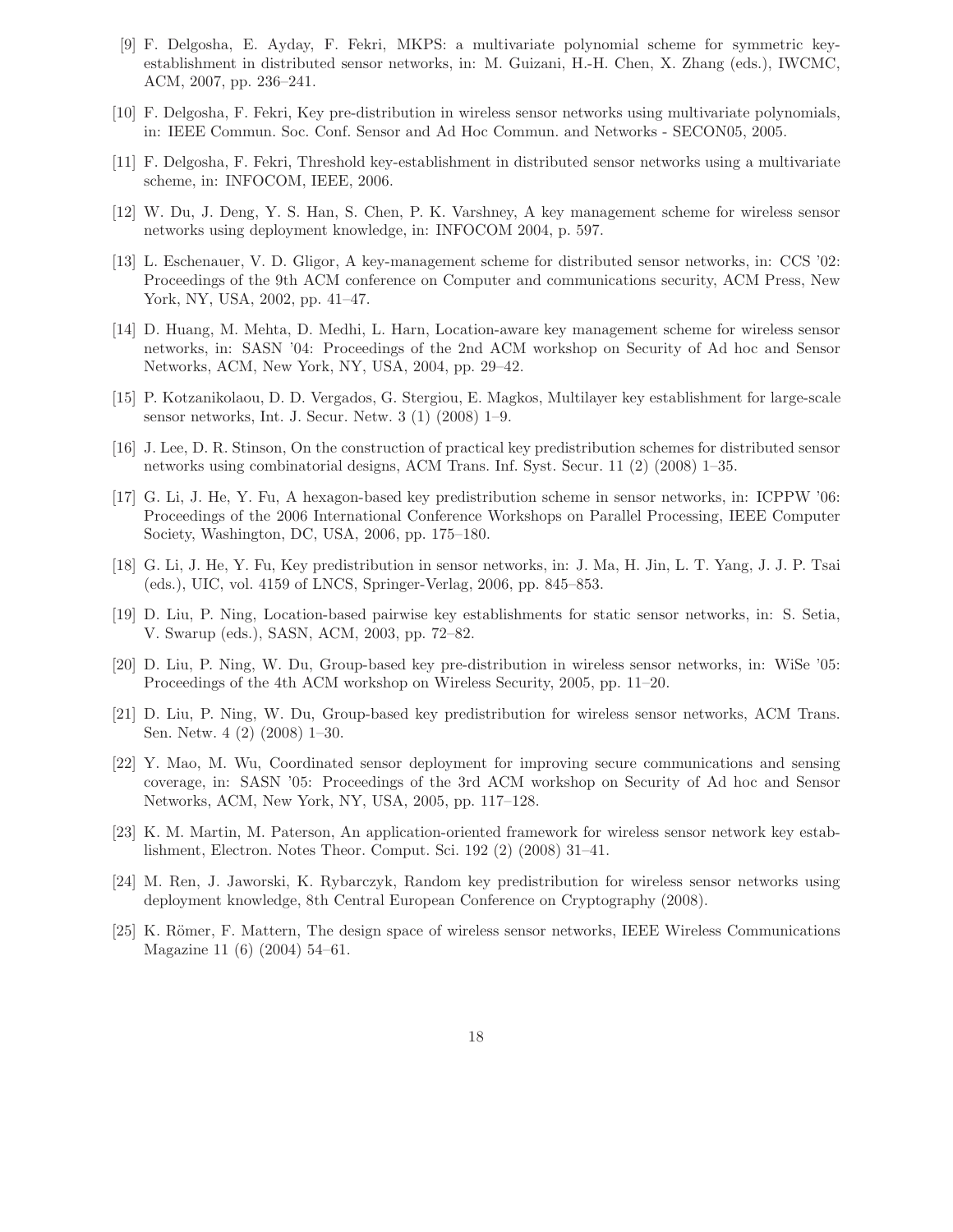[9] F. Delgosha, E. Ayday, F. Fekri, MKPS: a multivariate polynomial scheme for symmetric key-establishment in distributed sensor networks, in: M. Guizani, H.-H. Chen, X. Zhang (eds.), IWCMC, ACM, 2007, pp. 236–241.

[10] F. Delgosha, F. Fekri, Key pre-distribution in wireless sensor networks using multivariate polynomials, in: IEEE Commun. Soc. Conf. Sensor and Ad Hoc Commun. and Networks - SECON05, 2005.

[11] F. Delgosha, F. Fekri, Threshold key-establishment in distributed sensor networks using a multivariate scheme, in: INFOCOM, IEEE, 2006.

[12] W. Du, J. Deng, Y. S. Han, S. Chen, P. K. Varshney, A key management scheme for wireless sensor networks using deployment knowledge, in: INFOCOM 2004, p. 597.

[13] L. Eschenauer, V. D. Gligor, A key-management scheme for distributed sensor networks, in: CCS '02: Proceedings of the 9th ACM conference on Computer and communications security, ACM Press, New York, NY, USA, 2002, pp. 41–47.

[14] D. Huang, M. Mehta, D. Medhi, L. Harn, Location-aware key management scheme for wireless sensor networks, in: SASN '04: Proceedings of the 2nd ACM workshop on Security of Ad hoc and Sensor Networks, ACM, New York, NY, USA, 2004, pp. 29–42.

[15] P. Kotzanikolaou, D. D. Vergados, G. Stergiou, E. Magkos, Multilayer key establishment for large-scale sensor networks, Int. J. Secur. Netw. 3 (1) (2008) 1–9.

[16] J. Lee, D. R. Stinson, On the construction of practical key predistribution schemes for distributed sensor networks using combinatorial designs, ACM Trans. Inf. Syst. Secur. 11 (2) (2008) 1–35.

[17] G. Li, J. He, Y. Fu, A hexagon-based key predistribution scheme in sensor networks, in: ICPPW '06: Proceedings of the 2006 International Conference Workshops on Parallel Processing, IEEE Computer Society, Washington, DC, USA, 2006, pp. 175–180.

[18] G. Li, J. He, Y. Fu, Key predistribution in sensor networks, in: J. Ma, H. Jin, L. T. Yang, J. J. P. Tsai (eds.), UIC, vol. 4159 of LNCS, Springer-Verlag, 2006, pp. 845–853.

[19] D. Liu, P. Ning, Location-based pairwise key establishments for static sensor networks, in: S. Setia, V. Swarup (eds.), SASN, ACM, 2003, pp. 72–82.

[20] D. Liu, P. Ning, W. Du, Group-based key pre-distribution in wireless sensor networks, in: WiSe '05: Proceedings of the 4th ACM workshop on Wireless Security, 2005, pp. 11–20.

[21] D. Liu, P. Ning, W. Du, Group-based key predistribution for wireless sensor networks, ACM Trans. Sen. Netw. 4 (2) (2008) 1–30.

[22] Y. Mao, M. Wu, Coordinated sensor deployment for improving secure communications and sensing coverage, in: SASN '05: Proceedings of the 3rd ACM workshop on Security of Ad hoc and Sensor Networks, ACM, New York, NY, USA, 2005, pp. 117–128.

[23] K. M. Martin, M. Paterson, An application-oriented framework for wireless sensor network key establishment, Electron. Notes Theor. Comput. Sci. 192 (2) (2008) 31–41.

[24] M. Ren, J. Jaworski, K. Rybarczyk, Random key predistribution for wireless sensor networks using deployment knowledge, 8th Central European Conference on Cryptography (2008).

[25] K. Römer, F. Mattern, The design space of wireless sensor networks, IEEE Wireless Communications Magazine 11 (6) (2004) 54–61.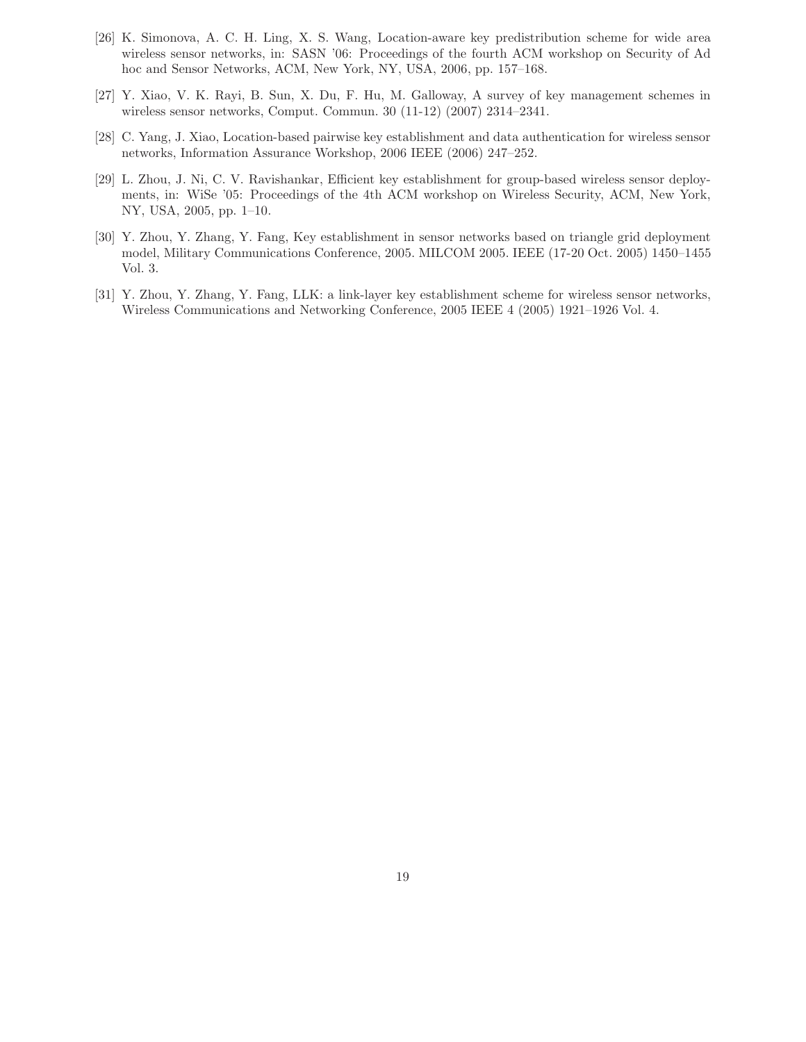[26] K. Simonova, A. C. H. Ling, X. S. Wang, Location-aware key predistribution scheme for wide area wireless sensor networks, in: SASN '06: Proceedings of the fourth ACM workshop on Security of Ad hoc and Sensor Networks, ACM, New York, NY, USA, 2006, pp. 157–168.

[27] Y. Xiao, V. K. Rayi, B. Sun, X. Du, F. Hu, M. Galloway, A survey of key management schemes in wireless sensor networks, Comput. Commun. 30 (11-12) (2007) 2314–2341.

[28] C. Yang, J. Xiao, Location-based pairwise key establishment and data authentication for wireless sensor networks, Information Assurance Workshop, 2006 IEEE (2006) 247–252.

[29] L. Zhou, J. Ni, C. V. Ravishankar, Efficient key establishment for group-based wireless sensor deployments, in: WiSe '05: Proceedings of the 4th ACM workshop on Wireless Security, ACM, New York, NY, USA, 2005, pp. 1–10.

[30] Y. Zhou, Y. Zhang, Y. Fang, Key establishment in sensor networks based on triangle grid deployment model, Military Communications Conference, 2005. MILCOM 2005. IEEE (17-20 Oct. 2005) 1450–1455 Vol. 3.

[31] Y. Zhou, Y. Zhang, Y. Fang, LLK: a link-layer key establishment scheme for wireless sensor networks, Wireless Communications and Networking Conference, 2005 IEEE 4 (2005) 1921–1926 Vol. 4.